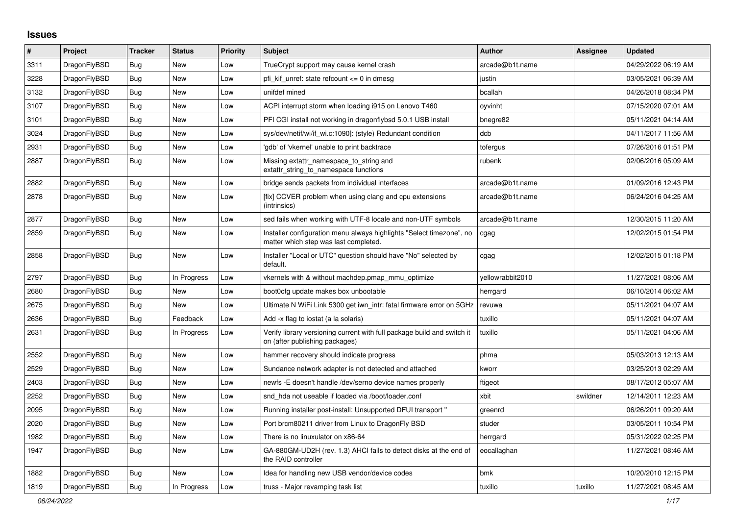# Issues

| # | Project | Tracker | Status | Priority | Subject | Author | Assignee | Updated |
|---|---|---|---|---|---|---|---|---|
| 3311 | DragonFlyBSD | Bug | New | Low | TrueCrypt support may cause kernel crash | arcade@b1t.name | | 04/29/2022 06:19 AM |
| 3228 | DragonFlyBSD | Bug | New | Low | pfi_kif_unref: state refcount <= 0 in dmesg | justin | | 03/05/2021 06:39 AM |
| 3132 | DragonFlyBSD | Bug | New | Low | unifdef mined | bcallah | | 04/26/2018 08:34 PM |
| 3107 | DragonFlyBSD | Bug | New | Low | ACPI interrupt storm when loading i915 on Lenovo T460 | oyvinht | | 07/15/2020 07:01 AM |
| 3101 | DragonFlyBSD | Bug | New | Low | PFI CGI install not working in dragonflybsd 5.0.1 USB install | bnegre82 | | 05/11/2021 04:14 AM |
| 3024 | DragonFlyBSD | Bug | New | Low | sys/dev/netif/wi/if_wi.c:1090]: (style) Redundant condition | dcb | | 04/11/2017 11:56 AM |
| 2931 | DragonFlyBSD | Bug | New | Low | 'gdb' of 'vkernel' unable to print backtrace | tofergus | | 07/26/2016 01:51 PM |
| 2887 | DragonFlyBSD | Bug | New | Low | Missing extattr_namespace_to_string and extattr_string_to_namespace functions | rubenk | | 02/06/2016 05:09 AM |
| 2882 | DragonFlyBSD | Bug | New | Low | bridge sends packets from individual interfaces | arcade@b1t.name | | 01/09/2016 12:43 PM |
| 2878 | DragonFlyBSD | Bug | New | Low | [fix] CCVER problem when using clang and cpu extensions (intrinsics) | arcade@b1t.name | | 06/24/2016 04:25 AM |
| 2877 | DragonFlyBSD | Bug | New | Low | sed fails when working with UTF-8 locale and non-UTF symbols | arcade@b1t.name | | 12/30/2015 11:20 AM |
| 2859 | DragonFlyBSD | Bug | New | Low | Installer configuration menu always highlights "Select timezone", no matter which step was last completed. | cgag | | 12/02/2015 01:54 PM |
| 2858 | DragonFlyBSD | Bug | New | Low | Installer "Local or UTC" question should have "No" selected by default. | cgag | | 12/02/2015 01:18 PM |
| 2797 | DragonFlyBSD | Bug | In Progress | Low | vkernels with & without machdep.pmap_mmu_optimize | yellowrabbit2010 | | 11/27/2021 08:06 AM |
| 2680 | DragonFlyBSD | Bug | New | Low | boot0cfg update makes box unbootable | herrgard | | 06/10/2014 06:02 AM |
| 2675 | DragonFlyBSD | Bug | New | Low | Ultimate N WiFi Link 5300 get iwn_intr: fatal firmware error on 5GHz | revuwa | | 05/11/2021 04:07 AM |
| 2636 | DragonFlyBSD | Bug | Feedback | Low | Add -x flag to iostat (a la solaris) | tuxillo | | 05/11/2021 04:07 AM |
| 2631 | DragonFlyBSD | Bug | In Progress | Low | Verify library versioning current with full package build and switch it on (after publishing packages) | tuxillo | | 05/11/2021 04:06 AM |
| 2552 | DragonFlyBSD | Bug | New | Low | hammer recovery should indicate progress | phma | | 05/03/2013 12:13 AM |
| 2529 | DragonFlyBSD | Bug | New | Low | Sundance network adapter is not detected and attached | kworr | | 03/25/2013 02:29 AM |
| 2403 | DragonFlyBSD | Bug | New | Low | newfs -E doesn't handle /dev/serno device names properly | ftigeot | | 08/17/2012 05:07 AM |
| 2252 | DragonFlyBSD | Bug | New | Low | snd_hda not useable if loaded via /boot/loader.conf | xbit | swildner | 12/14/2011 12:23 AM |
| 2095 | DragonFlyBSD | Bug | New | Low | Running installer post-install: Unsupported DFUI transport " | greenrd | | 06/26/2011 09:20 AM |
| 2020 | DragonFlyBSD | Bug | New | Low | Port brcm80211 driver from Linux to DragonFly BSD | studer | | 03/05/2011 10:54 PM |
| 1982 | DragonFlyBSD | Bug | New | Low | There is no linuxulator on x86-64 | herrgard | | 05/31/2022 02:25 PM |
| 1947 | DragonFlyBSD | Bug | New | Low | GA-880GM-UD2H (rev. 1.3) AHCI fails to detect disks at the end of the RAID controller | eocallaghan | | 11/27/2021 08:46 AM |
| 1882 | DragonFlyBSD | Bug | New | Low | Idea for handling new USB vendor/device codes | bmk | | 10/20/2010 12:15 PM |
| 1819 | DragonFlyBSD | Bug | In Progress | Low | truss - Major revamping task list | tuxillo | tuxillo | 11/27/2021 08:45 AM |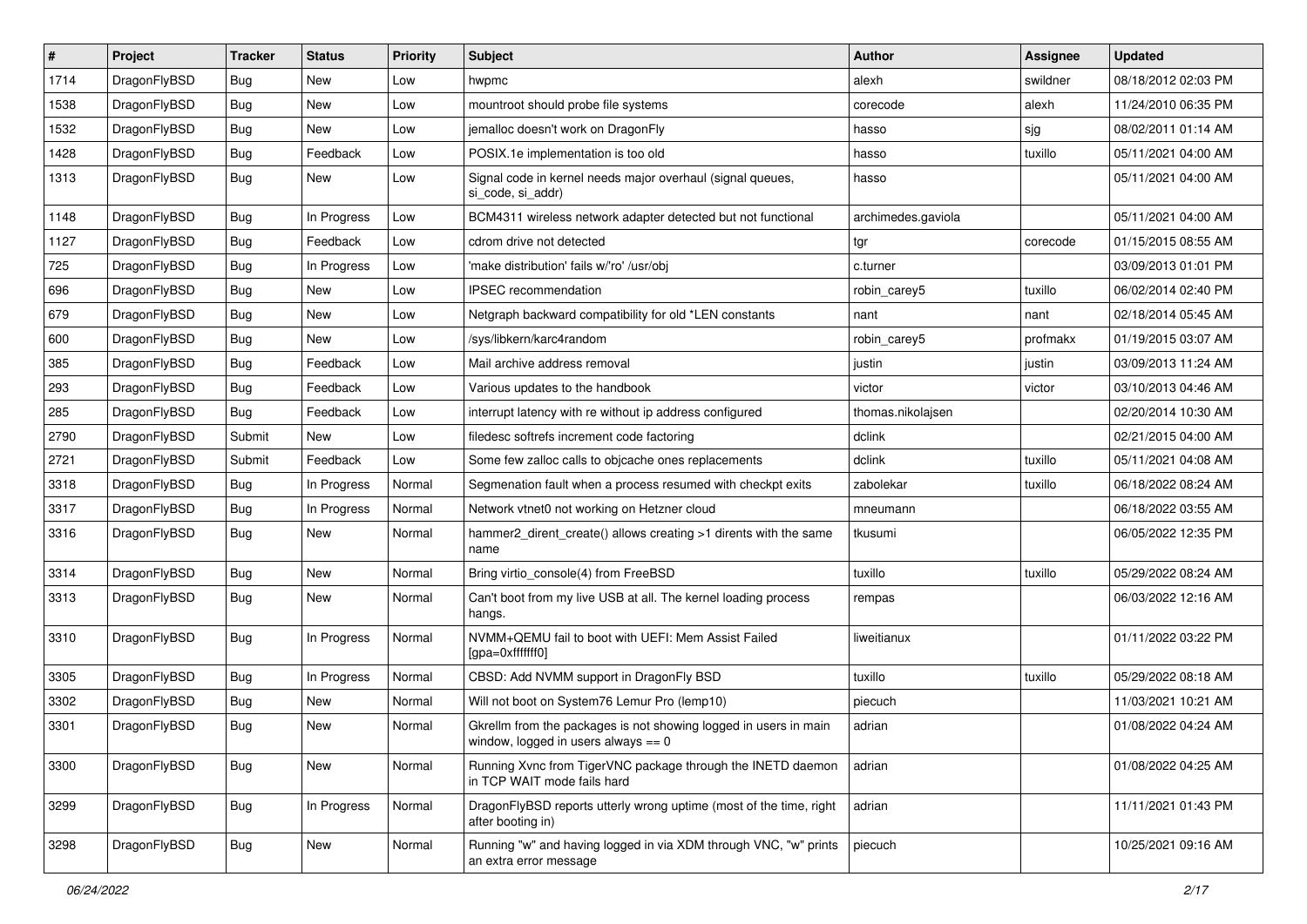| # | Project | Tracker | Status | Priority | Subject | Author | Assignee | Updated |
|---|---|---|---|---|---|---|---|---|
| 1714 | DragonFlyBSD | Bug | New | Low | hwpmc | alexh | swildner | 08/18/2012 02:03 PM |
| 1538 | DragonFlyBSD | Bug | New | Low | mountroot should probe file systems | corecode | alexh | 11/24/2010 06:35 PM |
| 1532 | DragonFlyBSD | Bug | New | Low | jemalloc doesn't work on DragonFly | hasso | sjg | 08/02/2011 01:14 AM |
| 1428 | DragonFlyBSD | Bug | Feedback | Low | POSIX.1e implementation is too old | hasso | tuxillo | 05/11/2021 04:00 AM |
| 1313 | DragonFlyBSD | Bug | New | Low | Signal code in kernel needs major overhaul (signal queues, si_code, si_addr) | hasso | | 05/11/2021 04:00 AM |
| 1148 | DragonFlyBSD | Bug | In Progress | Low | BCM4311 wireless network adapter detected but not functional | archimedes.gaviola | | 05/11/2021 04:00 AM |
| 1127 | DragonFlyBSD | Bug | Feedback | Low | cdrom drive not detected | tgr | corecode | 01/15/2015 08:55 AM |
| 725 | DragonFlyBSD | Bug | In Progress | Low | 'make distribution' fails w/'ro' /usr/obj | c.turner | | 03/09/2013 01:01 PM |
| 696 | DragonFlyBSD | Bug | New | Low | IPSEC recommendation | robin_carey5 | tuxillo | 06/02/2014 02:40 PM |
| 679 | DragonFlyBSD | Bug | New | Low | Netgraph backward compatibility for old *LEN constants | nant | nant | 02/18/2014 05:45 AM |
| 600 | DragonFlyBSD | Bug | New | Low | /sys/libkern/karc4random | robin_carey5 | profmakx | 01/19/2015 03:07 AM |
| 385 | DragonFlyBSD | Bug | Feedback | Low | Mail archive address removal | justin | justin | 03/09/2013 11:24 AM |
| 293 | DragonFlyBSD | Bug | Feedback | Low | Various updates to the handbook | victor | victor | 03/10/2013 04:46 AM |
| 285 | DragonFlyBSD | Bug | Feedback | Low | interrupt latency with re without ip address configured | thomas.nikolajsen | | 02/20/2014 10:30 AM |
| 2790 | DragonFlyBSD | Submit | New | Low | filedesc softrefs increment code factoring | dclink | | 02/21/2015 04:00 AM |
| 2721 | DragonFlyBSD | Submit | Feedback | Low | Some few zalloc calls to objcache ones replacements | dclink | tuxillo | 05/11/2021 04:08 AM |
| 3318 | DragonFlyBSD | Bug | In Progress | Normal | Segmenation fault when a process resumed with checkpt exits | zabolekar | tuxillo | 06/18/2022 08:24 AM |
| 3317 | DragonFlyBSD | Bug | In Progress | Normal | Network vtnet0 not working on Hetzner cloud | mneumann | | 06/18/2022 03:55 AM |
| 3316 | DragonFlyBSD | Bug | New | Normal | hammer2_dirent_create() allows creating >1 dirents with the same name | tkusumi | | 06/05/2022 12:35 PM |
| 3314 | DragonFlyBSD | Bug | New | Normal | Bring virtio_console(4) from FreeBSD | tuxillo | tuxillo | 05/29/2022 08:24 AM |
| 3313 | DragonFlyBSD | Bug | New | Normal | Can't boot from my live USB at all. The kernel loading process hangs. | rempas | | 06/03/2022 12:16 AM |
| 3310 | DragonFlyBSD | Bug | In Progress | Normal | NVMM+QEMU fail to boot with UEFI: Mem Assist Failed [gpa=0xfffffff0] | liweitianux | | 01/11/2022 03:22 PM |
| 3305 | DragonFlyBSD | Bug | In Progress | Normal | CBSD: Add NVMM support in DragonFly BSD | tuxillo | tuxillo | 05/29/2022 08:18 AM |
| 3302 | DragonFlyBSD | Bug | New | Normal | Will not boot on System76 Lemur Pro (lemp10) | piecuch | | 11/03/2021 10:21 AM |
| 3301 | DragonFlyBSD | Bug | New | Normal | Gkrellm from the packages is not showing logged in users in main window, logged in users always == 0 | adrian | | 01/08/2022 04:24 AM |
| 3300 | DragonFlyBSD | Bug | New | Normal | Running Xvnc from TigerVNC package through the INETD daemon in TCP WAIT mode fails hard | adrian | | 01/08/2022 04:25 AM |
| 3299 | DragonFlyBSD | Bug | In Progress | Normal | DragonFlyBSD reports utterly wrong uptime (most of the time, right after booting in) | adrian | | 11/11/2021 01:43 PM |
| 3298 | DragonFlyBSD | Bug | New | Normal | Running "w" and having logged in via XDM through VNC, "w" prints an extra error message | piecuch | | 10/25/2021 09:16 AM |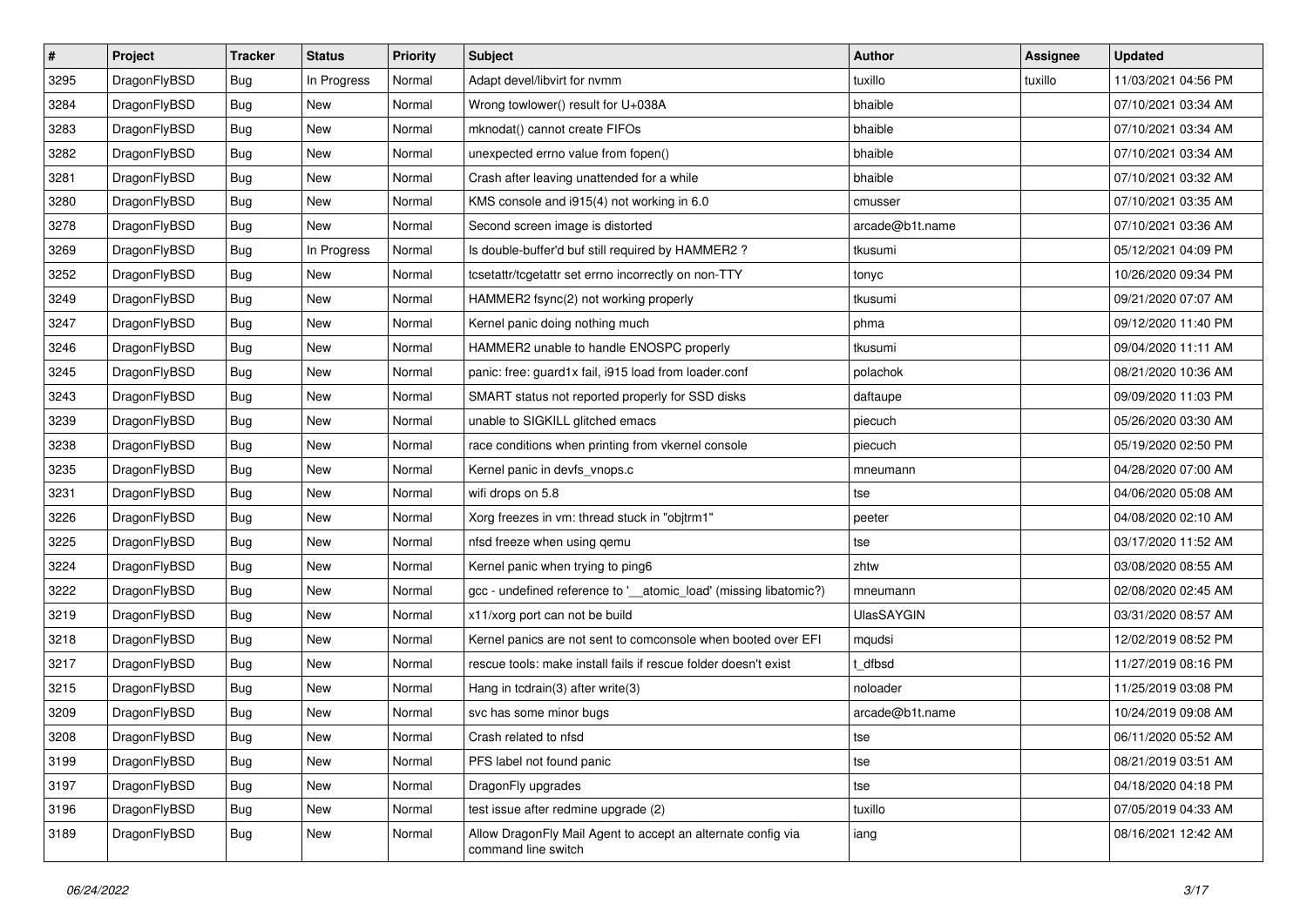| # | Project | Tracker | Status | Priority | Subject | Author | Assignee | Updated |
|---|---|---|---|---|---|---|---|---|
| 3295 | DragonFlyBSD | Bug | In Progress | Normal | Adapt devel/libvirt for nvmm | tuxillo | tuxillo | 11/03/2021 04:56 PM |
| 3284 | DragonFlyBSD | Bug | New | Normal | Wrong towlower() result for U+038A | bhaible | | 07/10/2021 03:34 AM |
| 3283 | DragonFlyBSD | Bug | New | Normal | mknodat() cannot create FIFOs | bhaible | | 07/10/2021 03:34 AM |
| 3282 | DragonFlyBSD | Bug | New | Normal | unexpected errno value from fopen() | bhaible | | 07/10/2021 03:34 AM |
| 3281 | DragonFlyBSD | Bug | New | Normal | Crash after leaving unattended for a while | bhaible | | 07/10/2021 03:32 AM |
| 3280 | DragonFlyBSD | Bug | New | Normal | KMS console and i915(4) not working in 6.0 | cmusser | | 07/10/2021 03:35 AM |
| 3278 | DragonFlyBSD | Bug | New | Normal | Second screen image is distorted | arcade@b1t.name | | 07/10/2021 03:36 AM |
| 3269 | DragonFlyBSD | Bug | In Progress | Normal | Is double-buffer'd buf still required by HAMMER2 ? | tkusumi | | 05/12/2021 04:09 PM |
| 3252 | DragonFlyBSD | Bug | New | Normal | tcsetattr/tcgetattr set errno incorrectly on non-TTY | tonyc | | 10/26/2020 09:34 PM |
| 3249 | DragonFlyBSD | Bug | New | Normal | HAMMER2 fsync(2) not working properly | tkusumi | | 09/21/2020 07:07 AM |
| 3247 | DragonFlyBSD | Bug | New | Normal | Kernel panic doing nothing much | phma | | 09/12/2020 11:40 PM |
| 3246 | DragonFlyBSD | Bug | New | Normal | HAMMER2 unable to handle ENOSPC properly | tkusumi | | 09/04/2020 11:11 AM |
| 3245 | DragonFlyBSD | Bug | New | Normal | panic: free: guard1x fail, i915 load from loader.conf | polachok | | 08/21/2020 10:36 AM |
| 3243 | DragonFlyBSD | Bug | New | Normal | SMART status not reported properly for SSD disks | daftaupe | | 09/09/2020 11:03 PM |
| 3239 | DragonFlyBSD | Bug | New | Normal | unable to SIGKILL glitched emacs | piecuch | | 05/26/2020 03:30 AM |
| 3238 | DragonFlyBSD | Bug | New | Normal | race conditions when printing from vkernel console | piecuch | | 05/19/2020 02:50 PM |
| 3235 | DragonFlyBSD | Bug | New | Normal | Kernel panic in devfs_vnops.c | mneumann | | 04/28/2020 07:00 AM |
| 3231 | DragonFlyBSD | Bug | New | Normal | wifi drops on 5.8 | tse | | 04/06/2020 05:08 AM |
| 3226 | DragonFlyBSD | Bug | New | Normal | Xorg freezes in vm: thread stuck in "objtrm1" | peeter | | 04/08/2020 02:10 AM |
| 3225 | DragonFlyBSD | Bug | New | Normal | nfsd freeze when using qemu | tse | | 03/17/2020 11:52 AM |
| 3224 | DragonFlyBSD | Bug | New | Normal | Kernel panic when trying to ping6 | zhtw | | 03/08/2020 08:55 AM |
| 3222 | DragonFlyBSD | Bug | New | Normal | gcc - undefined reference to '__atomic_load' (missing libatomic?) | mneumann | | 02/08/2020 02:45 AM |
| 3219 | DragonFlyBSD | Bug | New | Normal | x11/xorg port can not be build | UlasSAYGIN | | 03/31/2020 08:57 AM |
| 3218 | DragonFlyBSD | Bug | New | Normal | Kernel panics are not sent to comconsole when booted over EFI | mqudsi | | 12/02/2019 08:52 PM |
| 3217 | DragonFlyBSD | Bug | New | Normal | rescue tools: make install fails if rescue folder doesn't exist | t_dfbsd | | 11/27/2019 08:16 PM |
| 3215 | DragonFlyBSD | Bug | New | Normal | Hang in tcdrain(3) after write(3) | noloader | | 11/25/2019 03:08 PM |
| 3209 | DragonFlyBSD | Bug | New | Normal | svc has some minor bugs | arcade@b1t.name | | 10/24/2019 09:08 AM |
| 3208 | DragonFlyBSD | Bug | New | Normal | Crash related to nfsd | tse | | 06/11/2020 05:52 AM |
| 3199 | DragonFlyBSD | Bug | New | Normal | PFS label not found panic | tse | | 08/21/2019 03:51 AM |
| 3197 | DragonFlyBSD | Bug | New | Normal | DragonFly upgrades | tse | | 04/18/2020 04:18 PM |
| 3196 | DragonFlyBSD | Bug | New | Normal | test issue after redmine upgrade (2) | tuxillo | | 07/05/2019 04:33 AM |
| 3189 | DragonFlyBSD | Bug | New | Normal | Allow DragonFly Mail Agent to accept an alternate config via command line switch | iang | | 08/16/2021 12:42 AM |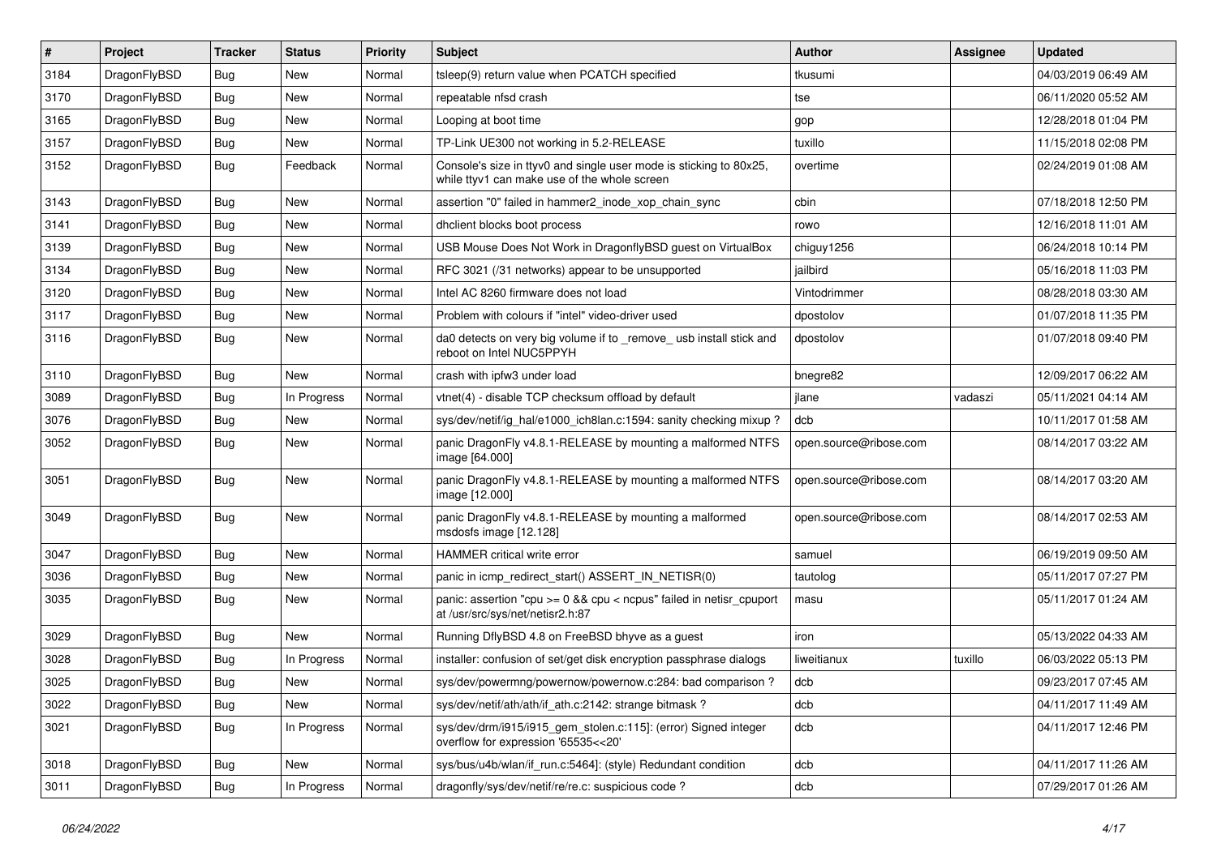| # | Project | Tracker | Status | Priority | Subject | Author | Assignee | Updated |
|---|---|---|---|---|---|---|---|---|
| 3184 | DragonFlyBSD | Bug | New | Normal | tsleep(9) return value when PCATCH specified | tkusumi | | 04/03/2019 06:49 AM |
| 3170 | DragonFlyBSD | Bug | New | Normal | repeatable nfsd crash | tse | | 06/11/2020 05:52 AM |
| 3165 | DragonFlyBSD | Bug | New | Normal | Looping at boot time | gop | | 12/28/2018 01:04 PM |
| 3157 | DragonFlyBSD | Bug | New | Normal | TP-Link UE300 not working in 5.2-RELEASE | tuxillo | | 11/15/2018 02:08 PM |
| 3152 | DragonFlyBSD | Bug | Feedback | Normal | Console's size in ttyv0 and single user mode is sticking to 80x25, while ttyv1 can make use of the whole screen | overtime | | 02/24/2019 01:08 AM |
| 3143 | DragonFlyBSD | Bug | New | Normal | assertion "0" failed in hammer2_inode_xop_chain_sync | cbin | | 07/18/2018 12:50 PM |
| 3141 | DragonFlyBSD | Bug | New | Normal | dhclient blocks boot process | rowo | | 12/16/2018 11:01 AM |
| 3139 | DragonFlyBSD | Bug | New | Normal | USB Mouse Does Not Work in DragonflyBSD guest on VirtualBox | chiguy1256 | | 06/24/2018 10:14 PM |
| 3134 | DragonFlyBSD | Bug | New | Normal | RFC 3021 (/31 networks) appear to be unsupported | jailbird | | 05/16/2018 11:03 PM |
| 3120 | DragonFlyBSD | Bug | New | Normal | Intel AC 8260 firmware does not load | Vintodrimmer | | 08/28/2018 03:30 AM |
| 3117 | DragonFlyBSD | Bug | New | Normal | Problem with colours if "intel" video-driver used | dpostolov | | 01/07/2018 11:35 PM |
| 3116 | DragonFlyBSD | Bug | New | Normal | da0 detects on very big volume if to _remove_ usb install stick and reboot on Intel NUC5PPYH | dpostolov | | 01/07/2018 09:40 PM |
| 3110 | DragonFlyBSD | Bug | New | Normal | crash with ipfw3 under load | bnegre82 | | 12/09/2017 06:22 AM |
| 3089 | DragonFlyBSD | Bug | In Progress | Normal | vtnet(4) - disable TCP checksum offload by default | jlane | vadaszi | 05/11/2021 04:14 AM |
| 3076 | DragonFlyBSD | Bug | New | Normal | sys/dev/netif/ig_hal/e1000_ich8lan.c:1594: sanity checking mixup ? | dcb | | 10/11/2017 01:58 AM |
| 3052 | DragonFlyBSD | Bug | New | Normal | panic DragonFly v4.8.1-RELEASE by mounting a malformed NTFS image [64.000] | open.source@ribose.com | | 08/14/2017 03:22 AM |
| 3051 | DragonFlyBSD | Bug | New | Normal | panic DragonFly v4.8.1-RELEASE by mounting a malformed NTFS image [12.000] | open.source@ribose.com | | 08/14/2017 03:20 AM |
| 3049 | DragonFlyBSD | Bug | New | Normal | panic DragonFly v4.8.1-RELEASE by mounting a malformed msdosfs image [12.128] | open.source@ribose.com | | 08/14/2017 02:53 AM |
| 3047 | DragonFlyBSD | Bug | New | Normal | HAMMER critical write error | samuel | | 06/19/2019 09:50 AM |
| 3036 | DragonFlyBSD | Bug | New | Normal | panic in icmp_redirect_start() ASSERT_IN_NETISR(0) | tautolog | | 05/11/2017 07:27 PM |
| 3035 | DragonFlyBSD | Bug | New | Normal | panic: assertion "cpu >= 0 && cpu < ncpus" failed in netisr_cpuport at /usr/src/sys/net/netisr2.h:87 | masu | | 05/11/2017 01:24 AM |
| 3029 | DragonFlyBSD | Bug | New | Normal | Running DflyBSD 4.8 on FreeBSD bhyve as a guest | iron | | 05/13/2022 04:33 AM |
| 3028 | DragonFlyBSD | Bug | In Progress | Normal | installer: confusion of set/get disk encryption passphrase dialogs | liweitianux | tuxillo | 06/03/2022 05:13 PM |
| 3025 | DragonFlyBSD | Bug | New | Normal | sys/dev/powermng/powernow/powernow.c:284: bad comparison ? | dcb | | 09/23/2017 07:45 AM |
| 3022 | DragonFlyBSD | Bug | New | Normal | sys/dev/netif/ath/ath/if_ath.c:2142: strange bitmask ? | dcb | | 04/11/2017 11:49 AM |
| 3021 | DragonFlyBSD | Bug | In Progress | Normal | sys/dev/drm/i915/i915_gem_stolen.c:115]: (error) Signed integer overflow for expression '65535<<20' | dcb | | 04/11/2017 12:46 PM |
| 3018 | DragonFlyBSD | Bug | New | Normal | sys/bus/u4b/wlan/if_run.c:5464]: (style) Redundant condition | dcb | | 04/11/2017 11:26 AM |
| 3011 | DragonFlyBSD | Bug | In Progress | Normal | dragonfly/sys/dev/netif/re/re.c: suspicious code ? | dcb | | 07/29/2017 01:26 AM |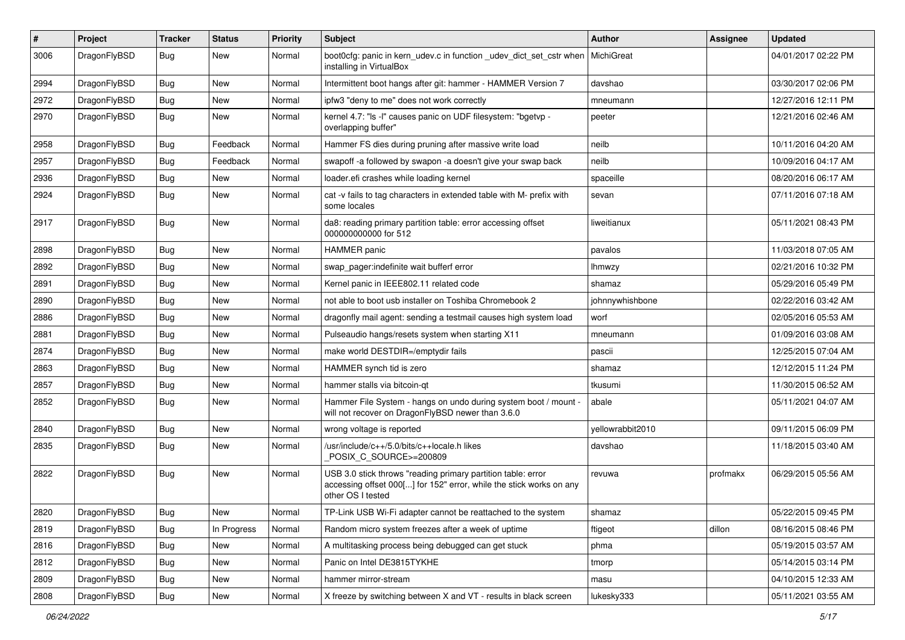| # | Project | Tracker | Status | Priority | Subject | Author | Assignee | Updated |
|---|---|---|---|---|---|---|---|---|
| 3006 | DragonFlyBSD | Bug | New | Normal | boot0cfg: panic in kern_udev.c in function _udev_dict_set_cstr when installing in VirtualBox | MichiGreat | | 04/01/2017 02:22 PM |
| 2994 | DragonFlyBSD | Bug | New | Normal | Intermittent boot hangs after git: hammer - HAMMER Version 7 | davshao | | 03/30/2017 02:06 PM |
| 2972 | DragonFlyBSD | Bug | New | Normal | ipfw3 "deny to me" does not work correctly | mneumann | | 12/27/2016 12:11 PM |
| 2970 | DragonFlyBSD | Bug | New | Normal | kernel 4.7: "ls -l" causes panic on UDF filesystem: "bgetvp - overlapping buffer" | peeter | | 12/21/2016 02:46 AM |
| 2958 | DragonFlyBSD | Bug | Feedback | Normal | Hammer FS dies during pruning after massive write load | neilb | | 10/11/2016 04:20 AM |
| 2957 | DragonFlyBSD | Bug | Feedback | Normal | swapoff -a followed by swapon -a doesn't give your swap back | neilb | | 10/09/2016 04:17 AM |
| 2936 | DragonFlyBSD | Bug | New | Normal | loader.efi crashes while loading kernel | spaceille | | 08/20/2016 06:17 AM |
| 2924 | DragonFlyBSD | Bug | New | Normal | cat -v fails to tag characters in extended table with M- prefix with some locales | sevan | | 07/11/2016 07:18 AM |
| 2917 | DragonFlyBSD | Bug | New | Normal | da8: reading primary partition table: error accessing offset 000000000000 for 512 | liweitianux | | 05/11/2021 08:43 PM |
| 2898 | DragonFlyBSD | Bug | New | Normal | HAMMER panic | pavalos | | 11/03/2018 07:05 AM |
| 2892 | DragonFlyBSD | Bug | New | Normal | swap_pager:indefinite wait bufferf error | lhmwzy | | 02/21/2016 10:32 PM |
| 2891 | DragonFlyBSD | Bug | New | Normal | Kernel panic in IEEE802.11 related code | shamaz | | 05/29/2016 05:49 PM |
| 2890 | DragonFlyBSD | Bug | New | Normal | not able to boot usb installer on Toshiba Chromebook 2 | johnnywhishbone | | 02/22/2016 03:42 AM |
| 2886 | DragonFlyBSD | Bug | New | Normal | dragonfly mail agent: sending a testmail causes high system load | worf | | 02/05/2016 05:53 AM |
| 2881 | DragonFlyBSD | Bug | New | Normal | Pulseaudio hangs/resets system when starting X11 | mneumann | | 01/09/2016 03:08 AM |
| 2874 | DragonFlyBSD | Bug | New | Normal | make world DESTDIR=/emptydir fails | pascii | | 12/25/2015 07:04 AM |
| 2863 | DragonFlyBSD | Bug | New | Normal | HAMMER synch tid is zero | shamaz | | 12/12/2015 11:24 PM |
| 2857 | DragonFlyBSD | Bug | New | Normal | hammer stalls via bitcoin-qt | tkusumi | | 11/30/2015 06:52 AM |
| 2852 | DragonFlyBSD | Bug | New | Normal | Hammer File System - hangs on undo during system boot / mount - will not recover on DragonFlyBSD newer than 3.6.0 | abale | | 05/11/2021 04:07 AM |
| 2840 | DragonFlyBSD | Bug | New | Normal | wrong voltage is reported | yellowrabbit2010 | | 09/11/2015 06:09 PM |
| 2835 | DragonFlyBSD | Bug | New | Normal | /usr/include/c++/5.0/bits/c++locale.h likes _POSIX_C_SOURCE>=200809 | davshao | | 11/18/2015 03:40 AM |
| 2822 | DragonFlyBSD | Bug | New | Normal | USB 3.0 stick throws "reading primary partition table: error accessing offset 000[...] for 152" error, while the stick works on any other OS I tested | revuwa | profmakx | 06/29/2015 05:56 AM |
| 2820 | DragonFlyBSD | Bug | New | Normal | TP-Link USB Wi-Fi adapter cannot be reattached to the system | shamaz | | 05/22/2015 09:45 PM |
| 2819 | DragonFlyBSD | Bug | In Progress | Normal | Random micro system freezes after a week of uptime | ftigeot | dillon | 08/16/2015 08:46 PM |
| 2816 | DragonFlyBSD | Bug | New | Normal | A multitasking process being debugged can get stuck | phma | | 05/19/2015 03:57 AM |
| 2812 | DragonFlyBSD | Bug | New | Normal | Panic on Intel DE3815TYKHE | tmorp | | 05/14/2015 03:14 PM |
| 2809 | DragonFlyBSD | Bug | New | Normal | hammer mirror-stream | masu | | 04/10/2015 12:33 AM |
| 2808 | DragonFlyBSD | Bug | New | Normal | X freeze by switching between X and VT - results in black screen | lukesky333 | | 05/11/2021 03:55 AM |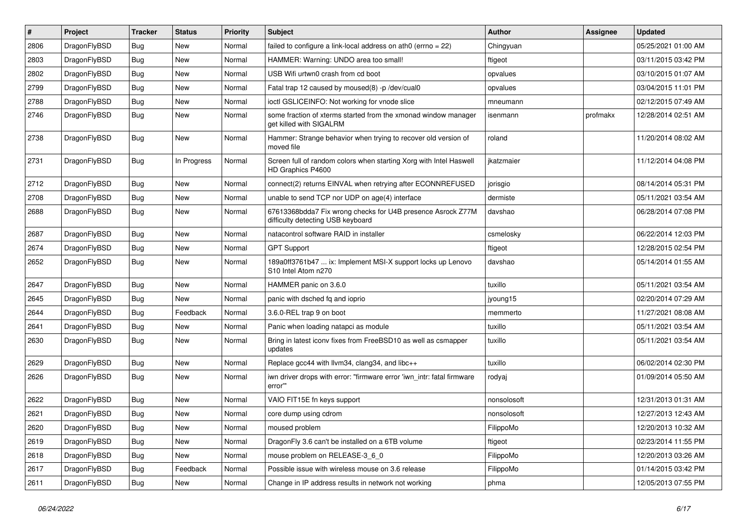| # | Project | Tracker | Status | Priority | Subject | Author | Assignee | Updated |
|---|---|---|---|---|---|---|---|---|
| 2806 | DragonFlyBSD | Bug | New | Normal | failed to configure a link-local address on ath0 (errno = 22) | Chingyuan | | 05/25/2021 01:00 AM |
| 2803 | DragonFlyBSD | Bug | New | Normal | HAMMER: Warning: UNDO area too small! | ftigeot | | 03/11/2015 03:42 PM |
| 2802 | DragonFlyBSD | Bug | New | Normal | USB Wifi urtwn0 crash from cd boot | opvalues | | 03/10/2015 01:07 AM |
| 2799 | DragonFlyBSD | Bug | New | Normal | Fatal trap 12 caused by moused(8) -p /dev/cual0 | opvalues | | 03/04/2015 11:01 PM |
| 2788 | DragonFlyBSD | Bug | New | Normal | ioctl GSLICEINFO: Not working for vnode slice | mneumann | | 02/12/2015 07:49 AM |
| 2746 | DragonFlyBSD | Bug | New | Normal | some fraction of xterms started from the xmonad window manager get killed with SIGALRM | isenmann | profmakx | 12/28/2014 02:51 AM |
| 2738 | DragonFlyBSD | Bug | New | Normal | Hammer: Strange behavior when trying to recover old version of moved file | roland | | 11/20/2014 08:02 AM |
| 2731 | DragonFlyBSD | Bug | In Progress | Normal | Screen full of random colors when starting Xorg with Intel Haswell HD Graphics P4600 | jkatzmaier | | 11/12/2014 04:08 PM |
| 2712 | DragonFlyBSD | Bug | New | Normal | connect(2) returns EINVAL when retrying after ECONNREFUSED | jorisgio | | 08/14/2014 05:31 PM |
| 2708 | DragonFlyBSD | Bug | New | Normal | unable to send TCP nor UDP on age(4) interface | dermiste | | 05/11/2021 03:54 AM |
| 2688 | DragonFlyBSD | Bug | New | Normal | 67613368bdda7 Fix wrong checks for U4B presence Asrock Z77M difficulty detecting USB keyboard | davshao | | 06/28/2014 07:08 PM |
| 2687 | DragonFlyBSD | Bug | New | Normal | natacontrol software RAID in installer | csmelosky | | 06/22/2014 12:03 PM |
| 2674 | DragonFlyBSD | Bug | New | Normal | GPT Support | ftigeot | | 12/28/2015 02:54 PM |
| 2652 | DragonFlyBSD | Bug | New | Normal | 189a0ff3761b47 ... ix: Implement MSI-X support locks up Lenovo S10 Intel Atom n270 | davshao | | 05/14/2014 01:55 AM |
| 2647 | DragonFlyBSD | Bug | New | Normal | HAMMER panic on 3.6.0 | tuxillo | | 05/11/2021 03:54 AM |
| 2645 | DragonFlyBSD | Bug | New | Normal | panic with dsched fq and ioprio | jyoung15 | | 02/20/2014 07:29 AM |
| 2644 | DragonFlyBSD | Bug | Feedback | Normal | 3.6.0-REL trap 9 on boot | memmerto | | 11/27/2021 08:08 AM |
| 2641 | DragonFlyBSD | Bug | New | Normal | Panic when loading natapci as module | tuxillo | | 05/11/2021 03:54 AM |
| 2630 | DragonFlyBSD | Bug | New | Normal | Bring in latest iconv fixes from FreeBSD10 as well as csmapper updates | tuxillo | | 05/11/2021 03:54 AM |
| 2629 | DragonFlyBSD | Bug | New | Normal | Replace gcc44 with llvm34, clang34, and libc++ | tuxillo | | 06/02/2014 02:30 PM |
| 2626 | DragonFlyBSD | Bug | New | Normal | iwn driver drops with error: "firmware error 'iwn_intr: fatal firmware error'" | rodyaj | | 01/09/2014 05:50 AM |
| 2622 | DragonFlyBSD | Bug | New | Normal | VAIO FIT15E fn keys support | nonsolosoft | | 12/31/2013 01:31 AM |
| 2621 | DragonFlyBSD | Bug | New | Normal | core dump using cdrom | nonsolosoft | | 12/27/2013 12:43 AM |
| 2620 | DragonFlyBSD | Bug | New | Normal | moused problem | FilippoMo | | 12/20/2013 10:32 AM |
| 2619 | DragonFlyBSD | Bug | New | Normal | DragonFly 3.6 can't be installed on a 6TB volume | ftigeot | | 02/23/2014 11:55 PM |
| 2618 | DragonFlyBSD | Bug | New | Normal | mouse problem on RELEASE-3_6_0 | FilippoMo | | 12/20/2013 03:26 AM |
| 2617 | DragonFlyBSD | Bug | Feedback | Normal | Possible issue with wireless mouse on 3.6 release | FilippoMo | | 01/14/2015 03:42 PM |
| 2611 | DragonFlyBSD | Bug | New | Normal | Change in IP address results in network not working | phma | | 12/05/2013 07:55 PM |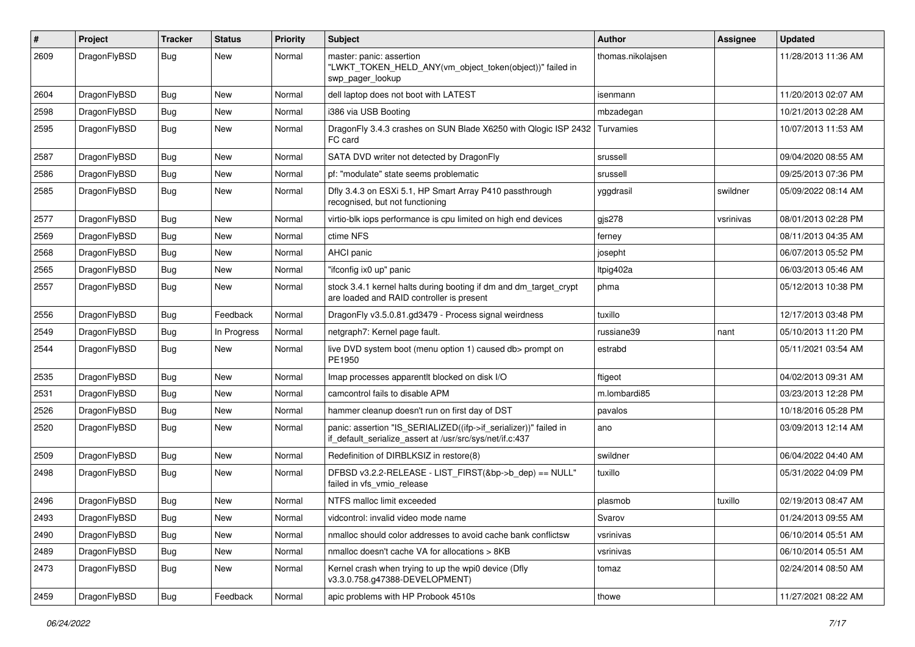| # | Project | Tracker | Status | Priority | Subject | Author | Assignee | Updated |
|---|---|---|---|---|---|---|---|---|
| 2609 | DragonFlyBSD | Bug | New | Normal | master: panic: assertion "LWKT_TOKEN_HELD_ANY(vm_object_token(object))" failed in swp_pager_lookup | thomas.nikolajsen | | 11/28/2013 11:36 AM |
| 2604 | DragonFlyBSD | Bug | New | Normal | dell laptop does not boot with LATEST | isenmann | | 11/20/2013 02:07 AM |
| 2598 | DragonFlyBSD | Bug | New | Normal | i386 via USB Booting | mbzadegan | | 10/21/2013 02:28 AM |
| 2595 | DragonFlyBSD | Bug | New | Normal | DragonFly 3.4.3 crashes on SUN Blade X6250 with Qlogic ISP 2432 FC card | Turvamies | | 10/07/2013 11:53 AM |
| 2587 | DragonFlyBSD | Bug | New | Normal | SATA DVD writer not detected by DragonFly | srussell | | 09/04/2020 08:55 AM |
| 2586 | DragonFlyBSD | Bug | New | Normal | pf: "modulate" state seems problematic | srussell | | 09/25/2013 07:36 PM |
| 2585 | DragonFlyBSD | Bug | New | Normal | Dfly 3.4.3 on ESXi 5.1, HP Smart Array P410 passthrough recognised, but not functioning | yggdrasil | swildner | 05/09/2022 08:14 AM |
| 2577 | DragonFlyBSD | Bug | New | Normal | virtio-blk iops performance is cpu limited on high end devices | gjs278 | vsrinivas | 08/01/2013 02:28 PM |
| 2569 | DragonFlyBSD | Bug | New | Normal | ctime NFS | ferney | | 08/11/2013 04:35 AM |
| 2568 | DragonFlyBSD | Bug | New | Normal | AHCI panic | josepht | | 06/07/2013 05:52 PM |
| 2565 | DragonFlyBSD | Bug | New | Normal | "ifconfig ix0 up" panic | ltpig402a | | 06/03/2013 05:46 AM |
| 2557 | DragonFlyBSD | Bug | New | Normal | stock 3.4.1 kernel halts during booting if dm and dm_target_crypt are loaded and RAID controller is present | phma | | 05/12/2013 10:38 PM |
| 2556 | DragonFlyBSD | Bug | Feedback | Normal | DragonFly v3.5.0.81.gd3479 - Process signal weirdness | tuxillo | | 12/17/2013 03:48 PM |
| 2549 | DragonFlyBSD | Bug | In Progress | Normal | netgraph7: Kernel page fault. | russiane39 | nant | 05/10/2013 11:20 PM |
| 2544 | DragonFlyBSD | Bug | New | Normal | live DVD system boot (menu option 1) caused db> prompt on PE1950 | estrabd | | 05/11/2021 03:54 AM |
| 2535 | DragonFlyBSD | Bug | New | Normal | Imap processes apparentlt blocked on disk I/O | ftigeot | | 04/02/2013 09:31 AM |
| 2531 | DragonFlyBSD | Bug | New | Normal | camcontrol fails to disable APM | m.lombardi85 | | 03/23/2013 12:28 PM |
| 2526 | DragonFlyBSD | Bug | New | Normal | hammer cleanup doesn't run on first day of DST | pavalos | | 10/18/2016 05:28 PM |
| 2520 | DragonFlyBSD | Bug | New | Normal | panic: assertion "IS_SERIALIZED((ifp->if_serializer))" failed in if_default_serialize_assert at /usr/src/sys/net/if.c:437 | ano | | 03/09/2013 12:14 AM |
| 2509 | DragonFlyBSD | Bug | New | Normal | Redefinition of DIRBLKSIZ in restore(8) | swildner | | 06/04/2022 04:40 AM |
| 2498 | DragonFlyBSD | Bug | New | Normal | DFBSD v3.2.2-RELEASE - LIST_FIRST(&bp->b_dep) == NULL" failed in vfs_vmio_release | tuxillo | | 05/31/2022 04:09 PM |
| 2496 | DragonFlyBSD | Bug | New | Normal | NTFS malloc limit exceeded | plasmob | tuxillo | 02/19/2013 08:47 AM |
| 2493 | DragonFlyBSD | Bug | New | Normal | vidcontrol: invalid video mode name | Svarov | | 01/24/2013 09:55 AM |
| 2490 | DragonFlyBSD | Bug | New | Normal | nmalloc should color addresses to avoid cache bank conflictsw | vsrinivas | | 06/10/2014 05:51 AM |
| 2489 | DragonFlyBSD | Bug | New | Normal | nmalloc doesn't cache VA for allocations > 8KB | vsrinivas | | 06/10/2014 05:51 AM |
| 2473 | DragonFlyBSD | Bug | New | Normal | Kernel crash when trying to up the wpi0 device (Dfly v3.3.0.758.g47388-DEVELOPMENT) | tomaz | | 02/24/2014 08:50 AM |
| 2459 | DragonFlyBSD | Bug | Feedback | Normal | apic problems with HP Probook 4510s | thowe | | 11/27/2021 08:22 AM |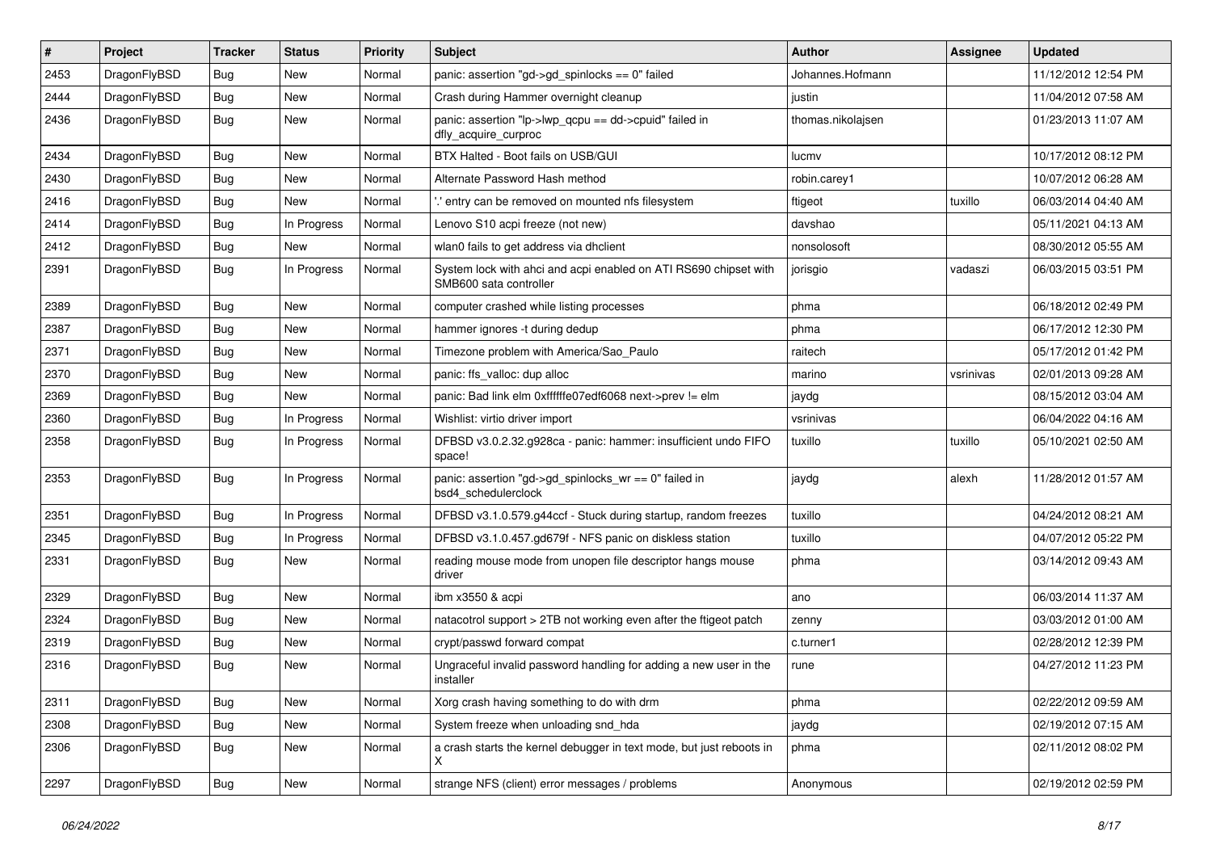| # | Project | Tracker | Status | Priority | Subject | Author | Assignee | Updated |
| --- | --- | --- | --- | --- | --- | --- | --- | --- |
| 2453 | DragonFlyBSD | Bug | New | Normal | panic: assertion "gd->gd_spinlocks == 0" failed | Johannes.Hofmann | | 11/12/2012 12:54 PM |
| 2444 | DragonFlyBSD | Bug | New | Normal | Crash during Hammer overnight cleanup | justin | | 11/04/2012 07:58 AM |
| 2436 | DragonFlyBSD | Bug | New | Normal | panic: assertion "lp->lwp_qcpu == dd->cpuid" failed in dfly_acquire_curproc | thomas.nikolajsen | | 01/23/2013 11:07 AM |
| 2434 | DragonFlyBSD | Bug | New | Normal | BTX Halted - Boot fails on USB/GUI | lucmv | | 10/17/2012 08:12 PM |
| 2430 | DragonFlyBSD | Bug | New | Normal | Alternate Password Hash method | robin.carey1 | | 10/07/2012 06:28 AM |
| 2416 | DragonFlyBSD | Bug | New | Normal | '.' entry can be removed on mounted nfs filesystem | ftigeot | tuxillo | 06/03/2014 04:40 AM |
| 2414 | DragonFlyBSD | Bug | In Progress | Normal | Lenovo S10 acpi freeze (not new) | davshao | | 05/11/2021 04:13 AM |
| 2412 | DragonFlyBSD | Bug | New | Normal | wlan0 fails to get address via dhclient | nonsolosoft | | 08/30/2012 05:55 AM |
| 2391 | DragonFlyBSD | Bug | In Progress | Normal | System lock with ahci and acpi enabled on ATI RS690 chipset with SMB600 sata controller | jorisgio | vadaszi | 06/03/2015 03:51 PM |
| 2389 | DragonFlyBSD | Bug | New | Normal | computer crashed while listing processes | phma | | 06/18/2012 02:49 PM |
| 2387 | DragonFlyBSD | Bug | New | Normal | hammer ignores -t during dedup | phma | | 06/17/2012 12:30 PM |
| 2371 | DragonFlyBSD | Bug | New | Normal | Timezone problem with America/Sao_Paulo | raitech | | 05/17/2012 01:42 PM |
| 2370 | DragonFlyBSD | Bug | New | Normal | panic: ffs_valloc: dup alloc | marino | vsrinivas | 02/01/2013 09:28 AM |
| 2369 | DragonFlyBSD | Bug | New | Normal | panic: Bad link elm 0xffffffe07edf6068 next->prev != elm | jaydg | | 08/15/2012 03:04 AM |
| 2360 | DragonFlyBSD | Bug | In Progress | Normal | Wishlist: virtio driver import | vsrinivas | | 06/04/2022 04:16 AM |
| 2358 | DragonFlyBSD | Bug | In Progress | Normal | DFBSD v3.0.2.32.g928ca - panic: hammer: insufficient undo FIFO space! | tuxillo | tuxillo | 05/10/2021 02:50 AM |
| 2353 | DragonFlyBSD | Bug | In Progress | Normal | panic: assertion "gd->gd_spinlocks_wr == 0" failed in bsd4_schedulerclock | jaydg | alexh | 11/28/2012 01:57 AM |
| 2351 | DragonFlyBSD | Bug | In Progress | Normal | DFBSD v3.1.0.579.g44ccf - Stuck during startup, random freezes | tuxillo | | 04/24/2012 08:21 AM |
| 2345 | DragonFlyBSD | Bug | In Progress | Normal | DFBSD v3.1.0.457.gd679f - NFS panic on diskless station | tuxillo | | 04/07/2012 05:22 PM |
| 2331 | DragonFlyBSD | Bug | New | Normal | reading mouse mode from unopen file descriptor hangs mouse driver | phma | | 03/14/2012 09:43 AM |
| 2329 | DragonFlyBSD | Bug | New | Normal | ibm x3550 & acpi | ano | | 06/03/2014 11:37 AM |
| 2324 | DragonFlyBSD | Bug | New | Normal | natacotrol support > 2TB not working even after the ftigeot patch | zenny | | 03/03/2012 01:00 AM |
| 2319 | DragonFlyBSD | Bug | New | Normal | crypt/passwd forward compat | c.turner1 | | 02/28/2012 12:39 PM |
| 2316 | DragonFlyBSD | Bug | New | Normal | Ungraceful invalid password handling for adding a new user in the installer | rune | | 04/27/2012 11:23 PM |
| 2311 | DragonFlyBSD | Bug | New | Normal | Xorg crash having something to do with drm | phma | | 02/22/2012 09:59 AM |
| 2308 | DragonFlyBSD | Bug | New | Normal | System freeze when unloading snd_hda | jaydg | | 02/19/2012 07:15 AM |
| 2306 | DragonFlyBSD | Bug | New | Normal | a crash starts the kernel debugger in text mode, but just reboots in X | phma | | 02/11/2012 08:02 PM |
| 2297 | DragonFlyBSD | Bug | New | Normal | strange NFS (client) error messages / problems | Anonymous | | 02/19/2012 02:59 PM |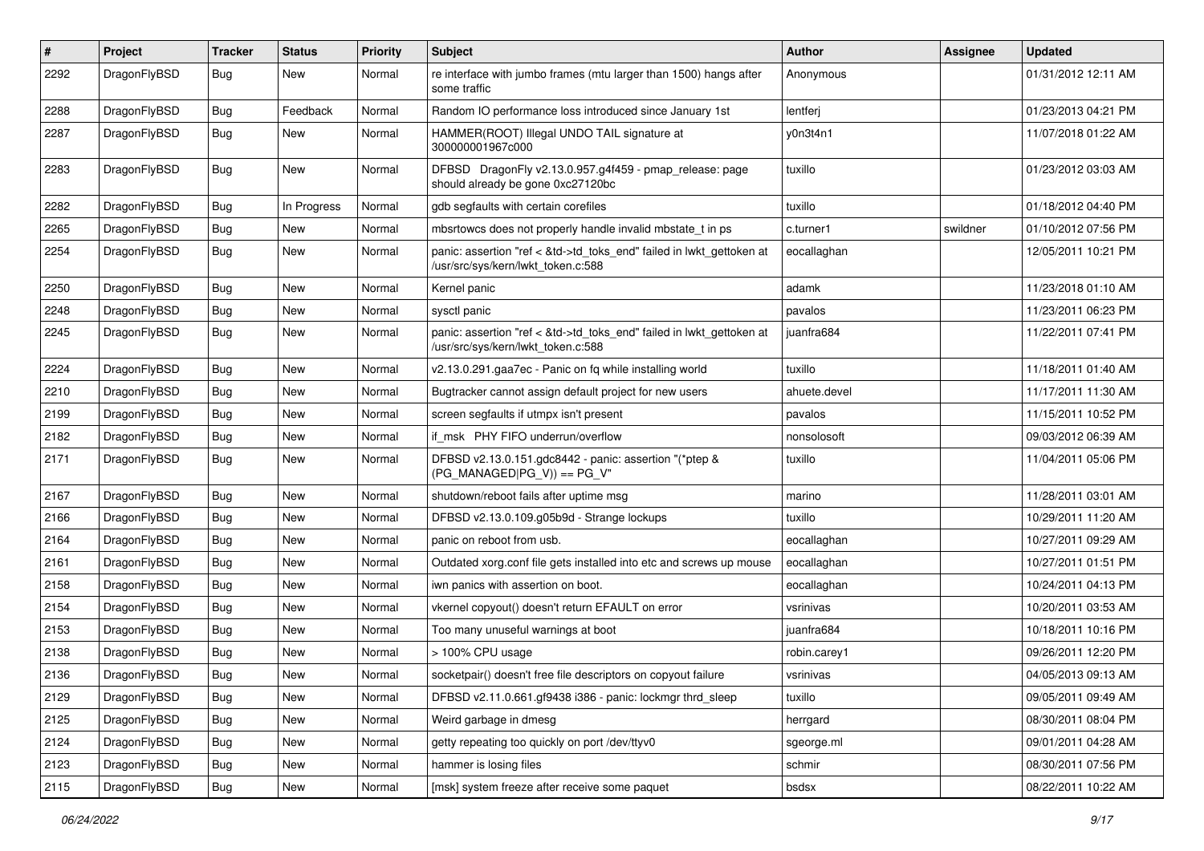| # | Project | Tracker | Status | Priority | Subject | Author | Assignee | Updated |
|---|---|---|---|---|---|---|---|---|
| 2292 | DragonFlyBSD | Bug | New | Normal | re interface with jumbo frames (mtu larger than 1500) hangs after some traffic | Anonymous | | 01/31/2012 12:11 AM |
| 2288 | DragonFlyBSD | Bug | Feedback | Normal | Random IO performance loss introduced since January 1st | lentferj | | 01/23/2013 04:21 PM |
| 2287 | DragonFlyBSD | Bug | New | Normal | HAMMER(ROOT) Illegal UNDO TAIL signature at 300000001967c000 | y0n3t4n1 | | 11/07/2018 01:22 AM |
| 2283 | DragonFlyBSD | Bug | New | Normal | DFBSD DragonFly v2.13.0.957.g4f459 - pmap_release: page should already be gone 0xc27120bc | tuxillo | | 01/23/2012 03:03 AM |
| 2282 | DragonFlyBSD | Bug | In Progress | Normal | gdb segfaults with certain corefiles | tuxillo | | 01/18/2012 04:40 PM |
| 2265 | DragonFlyBSD | Bug | New | Normal | mbsrtowcs does not properly handle invalid mbstate_t in ps | c.turner1 | swildner | 01/10/2012 07:56 PM |
| 2254 | DragonFlyBSD | Bug | New | Normal | panic: assertion "ref < &td->td_toks_end" failed in lwkt_gettoken at /usr/src/sys/kern/lwkt_token.c:588 | eocallaghan | | 12/05/2011 10:21 PM |
| 2250 | DragonFlyBSD | Bug | New | Normal | Kernel panic | adamk | | 11/23/2018 01:10 AM |
| 2248 | DragonFlyBSD | Bug | New | Normal | sysctl panic | pavalos | | 11/23/2011 06:23 PM |
| 2245 | DragonFlyBSD | Bug | New | Normal | panic: assertion "ref < &td->td_toks_end" failed in lwkt_gettoken at /usr/src/sys/kern/lwkt_token.c:588 | juanfra684 | | 11/22/2011 07:41 PM |
| 2224 | DragonFlyBSD | Bug | New | Normal | v2.13.0.291.gaa7ec - Panic on fq while installing world | tuxillo | | 11/18/2011 01:40 AM |
| 2210 | DragonFlyBSD | Bug | New | Normal | Bugtracker cannot assign default project for new users | ahuete.devel | | 11/17/2011 11:30 AM |
| 2199 | DragonFlyBSD | Bug | New | Normal | screen segfaults if utmpx isn't present | pavalos | | 11/15/2011 10:52 PM |
| 2182 | DragonFlyBSD | Bug | New | Normal | if_msk PHY FIFO underrun/overflow | nonsolosoft | | 09/03/2012 06:39 AM |
| 2171 | DragonFlyBSD | Bug | New | Normal | DFBSD v2.13.0.151.gdc8442 - panic: assertion "(*ptep & (PG_MANAGED\|PG_V)) == PG_V" | tuxillo | | 11/04/2011 05:06 PM |
| 2167 | DragonFlyBSD | Bug | New | Normal | shutdown/reboot fails after uptime msg | marino | | 11/28/2011 03:01 AM |
| 2166 | DragonFlyBSD | Bug | New | Normal | DFBSD v2.13.0.109.g05b9d - Strange lockups | tuxillo | | 10/29/2011 11:20 AM |
| 2164 | DragonFlyBSD | Bug | New | Normal | panic on reboot from usb. | eocallaghan | | 10/27/2011 09:29 AM |
| 2161 | DragonFlyBSD | Bug | New | Normal | Outdated xorg.conf file gets installed into etc and screws up mouse | eocallaghan | | 10/27/2011 01:51 PM |
| 2158 | DragonFlyBSD | Bug | New | Normal | iwn panics with assertion on boot. | eocallaghan | | 10/24/2011 04:13 PM |
| 2154 | DragonFlyBSD | Bug | New | Normal | vkernel copyout() doesn't return EFAULT on error | vsrinivas | | 10/20/2011 03:53 AM |
| 2153 | DragonFlyBSD | Bug | New | Normal | Too many unuseful warnings at boot | juanfra684 | | 10/18/2011 10:16 PM |
| 2138 | DragonFlyBSD | Bug | New | Normal | > 100% CPU usage | robin.carey1 | | 09/26/2011 12:20 PM |
| 2136 | DragonFlyBSD | Bug | New | Normal | socketpair() doesn't free file descriptors on copyout failure | vsrinivas | | 04/05/2013 09:13 AM |
| 2129 | DragonFlyBSD | Bug | New | Normal | DFBSD v2.11.0.661.gf9438 i386 - panic: lockmgr thrd_sleep | tuxillo | | 09/05/2011 09:49 AM |
| 2125 | DragonFlyBSD | Bug | New | Normal | Weird garbage in dmesg | herrgard | | 08/30/2011 08:04 PM |
| 2124 | DragonFlyBSD | Bug | New | Normal | getty repeating too quickly on port /dev/ttyv0 | sgeorge.ml | | 09/01/2011 04:28 AM |
| 2123 | DragonFlyBSD | Bug | New | Normal | hammer is losing files | schmir | | 08/30/2011 07:56 PM |
| 2115 | DragonFlyBSD | Bug | New | Normal | [msk] system freeze after receive some paquet | bsdsx | | 08/22/2011 10:22 AM |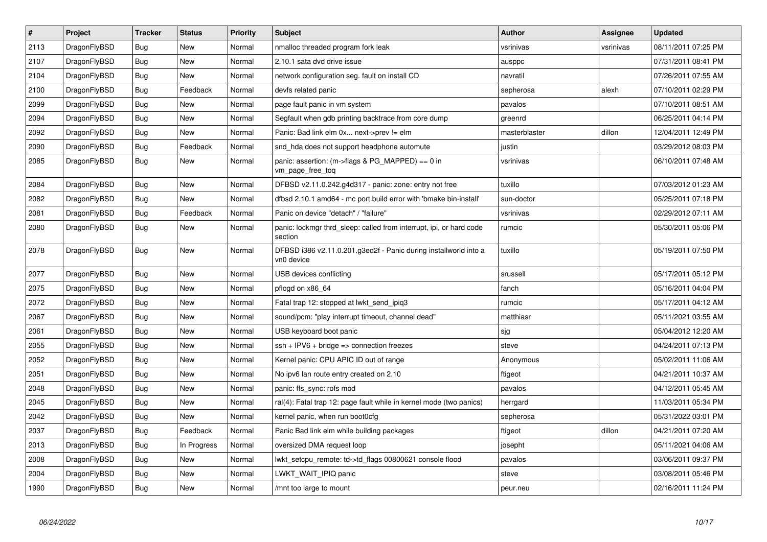| # | Project | Tracker | Status | Priority | Subject | Author | Assignee | Updated |
|---|---|---|---|---|---|---|---|---|
| 2113 | DragonFlyBSD | Bug | New | Normal | nmalloc threaded program fork leak | vsrinivas | vsrinivas | 08/11/2011 07:25 PM |
| 2107 | DragonFlyBSD | Bug | New | Normal | 2.10.1 sata dvd drive issue | ausppc | | 07/31/2011 08:41 PM |
| 2104 | DragonFlyBSD | Bug | New | Normal | network configuration seg. fault on install CD | navratil | | 07/26/2011 07:55 AM |
| 2100 | DragonFlyBSD | Bug | Feedback | Normal | devfs related panic | sepherosa | alexh | 07/10/2011 02:29 PM |
| 2099 | DragonFlyBSD | Bug | New | Normal | page fault panic in vm system | pavalos | | 07/10/2011 08:51 AM |
| 2094 | DragonFlyBSD | Bug | New | Normal | Segfault when gdb printing backtrace from core dump | greenrd | | 06/25/2011 04:14 PM |
| 2092 | DragonFlyBSD | Bug | New | Normal | Panic: Bad link elm 0x... next->prev != elm | masterblaster | dillon | 12/04/2011 12:49 PM |
| 2090 | DragonFlyBSD | Bug | Feedback | Normal | snd_hda does not support headphone automute | justin | | 03/29/2012 08:03 PM |
| 2085 | DragonFlyBSD | Bug | New | Normal | panic: assertion: (m->flags & PG_MAPPED) == 0 in vm_page_free_toq | vsrinivas | | 06/10/2011 07:48 AM |
| 2084 | DragonFlyBSD | Bug | New | Normal | DFBSD v2.11.0.242.g4d317 - panic: zone: entry not free | tuxillo | | 07/03/2012 01:23 AM |
| 2082 | DragonFlyBSD | Bug | New | Normal | dfbsd 2.10.1 amd64 - mc port build error with 'bmake bin-install' | sun-doctor | | 05/25/2011 07:18 PM |
| 2081 | DragonFlyBSD | Bug | Feedback | Normal | Panic on device "detach" / "failure" | vsrinivas | | 02/29/2012 07:11 AM |
| 2080 | DragonFlyBSD | Bug | New | Normal | panic: lockmgr thrd_sleep: called from interrupt, ipi, or hard code section | rumcic | | 05/30/2011 05:06 PM |
| 2078 | DragonFlyBSD | Bug | New | Normal | DFBSD i386 v2.11.0.201.g3ed2f - Panic during installworld into a vn0 device | tuxillo | | 05/19/2011 07:50 PM |
| 2077 | DragonFlyBSD | Bug | New | Normal | USB devices conflicting | srussell | | 05/17/2011 05:12 PM |
| 2075 | DragonFlyBSD | Bug | New | Normal | pflogd on x86_64 | fanch | | 05/16/2011 04:04 PM |
| 2072 | DragonFlyBSD | Bug | New | Normal | Fatal trap 12: stopped at lwkt_send_ipiq3 | rumcic | | 05/17/2011 04:12 AM |
| 2067 | DragonFlyBSD | Bug | New | Normal | sound/pcm: "play interrupt timeout, channel dead" | matthiasr | | 05/11/2021 03:55 AM |
| 2061 | DragonFlyBSD | Bug | New | Normal | USB keyboard boot panic | sjg | | 05/04/2012 12:20 AM |
| 2055 | DragonFlyBSD | Bug | New | Normal | ssh + IPV6 + bridge => connection freezes | steve | | 04/24/2011 07:13 PM |
| 2052 | DragonFlyBSD | Bug | New | Normal | Kernel panic: CPU APIC ID out of range | Anonymous | | 05/02/2011 11:06 AM |
| 2051 | DragonFlyBSD | Bug | New | Normal | No ipv6 lan route entry created on 2.10 | ftigeot | | 04/21/2011 10:37 AM |
| 2048 | DragonFlyBSD | Bug | New | Normal | panic: ffs_sync: rofs mod | pavalos | | 04/12/2011 05:45 AM |
| 2045 | DragonFlyBSD | Bug | New | Normal | ral(4): Fatal trap 12: page fault while in kernel mode (two panics) | herrgard | | 11/03/2011 05:34 PM |
| 2042 | DragonFlyBSD | Bug | New | Normal | kernel panic, when run boot0cfg | sepherosa | | 05/31/2022 03:01 PM |
| 2037 | DragonFlyBSD | Bug | Feedback | Normal | Panic Bad link elm while building packages | ftigeot | dillon | 04/21/2011 07:20 AM |
| 2013 | DragonFlyBSD | Bug | In Progress | Normal | oversized DMA request loop | josepht | | 05/11/2021 04:06 AM |
| 2008 | DragonFlyBSD | Bug | New | Normal | lwkt_setcpu_remote: td->td_flags 00800621 console flood | pavalos | | 03/06/2011 09:37 PM |
| 2004 | DragonFlyBSD | Bug | New | Normal | LWKT_WAIT_IPIQ panic | steve | | 03/08/2011 05:46 PM |
| 1990 | DragonFlyBSD | Bug | New | Normal | /mnt too large to mount | peur.neu | | 02/16/2011 11:24 PM |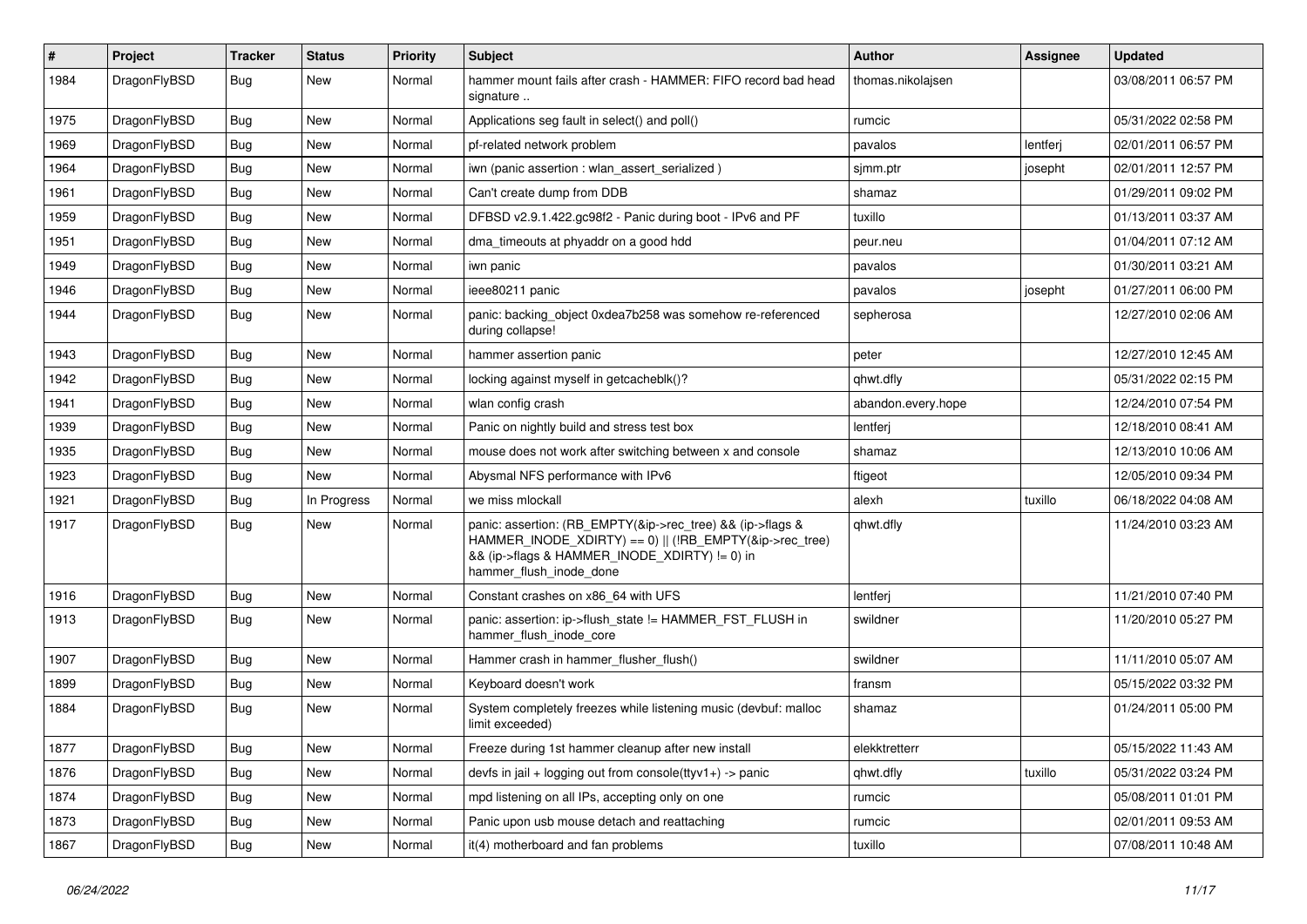| # | Project | Tracker | Status | Priority | Subject | Author | Assignee | Updated |
|---|---|---|---|---|---|---|---|---|
| 1984 | DragonFlyBSD | Bug | New | Normal | hammer mount fails after crash - HAMMER: FIFO record bad head signature .. | thomas.nikolajsen | | 03/08/2011 06:57 PM |
| 1975 | DragonFlyBSD | Bug | New | Normal | Applications seg fault in select() and poll() | rumcic | | 05/31/2022 02:58 PM |
| 1969 | DragonFlyBSD | Bug | New | Normal | pf-related network problem | pavalos | lentferj | 02/01/2011 06:57 PM |
| 1964 | DragonFlyBSD | Bug | New | Normal | iwn (panic assertion : wlan_assert_serialized ) | sjmm.ptr | josepht | 02/01/2011 12:57 PM |
| 1961 | DragonFlyBSD | Bug | New | Normal | Can't create dump from DDB | shamaz | | 01/29/2011 09:02 PM |
| 1959 | DragonFlyBSD | Bug | New | Normal | DFBSD v2.9.1.422.gc98f2 - Panic during boot - IPv6 and PF | tuxillo | | 01/13/2011 03:37 AM |
| 1951 | DragonFlyBSD | Bug | New | Normal | dma_timeouts at phyaddr on a good hdd | peur.neu | | 01/04/2011 07:12 AM |
| 1949 | DragonFlyBSD | Bug | New | Normal | iwn panic | pavalos | | 01/30/2011 03:21 AM |
| 1946 | DragonFlyBSD | Bug | New | Normal | ieee80211 panic | pavalos | josepht | 01/27/2011 06:00 PM |
| 1944 | DragonFlyBSD | Bug | New | Normal | panic: backing_object 0xdea7b258 was somehow re-referenced during collapse! | sepherosa | | 12/27/2010 02:06 AM |
| 1943 | DragonFlyBSD | Bug | New | Normal | hammer assertion panic | peter | | 12/27/2010 12:45 AM |
| 1942 | DragonFlyBSD | Bug | New | Normal | locking against myself in getcacheblk()? | qhwt.dfly | | 05/31/2022 02:15 PM |
| 1941 | DragonFlyBSD | Bug | New | Normal | wlan config crash | abandon.every.hope | | 12/24/2010 07:54 PM |
| 1939 | DragonFlyBSD | Bug | New | Normal | Panic on nightly build and stress test box | lentferj | | 12/18/2010 08:41 AM |
| 1935 | DragonFlyBSD | Bug | New | Normal | mouse does not work after switching between x and console | shamaz | | 12/13/2010 10:06 AM |
| 1923 | DragonFlyBSD | Bug | New | Normal | Abysmal NFS performance with IPv6 | ftigeot | | 12/05/2010 09:34 PM |
| 1921 | DragonFlyBSD | Bug | In Progress | Normal | we miss mlockall | alexh | tuxillo | 06/18/2022 04:08 AM |
| 1917 | DragonFlyBSD | Bug | New | Normal | panic: assertion: (RB_EMPTY(&ip->rec_tree) && (ip->flags & HAMMER_INODE_XDIRTY) == 0) \|\| (!RB_EMPTY(&ip->rec_tree) && (ip->flags & HAMMER_INODE_XDIRTY) != 0) in hammer_flush_inode_done | qhwt.dfly | | 11/24/2010 03:23 AM |
| 1916 | DragonFlyBSD | Bug | New | Normal | Constant crashes on x86_64 with UFS | lentferj | | 11/21/2010 07:40 PM |
| 1913 | DragonFlyBSD | Bug | New | Normal | panic: assertion: ip->flush_state != HAMMER_FST_FLUSH in hammer_flush_inode_core | swildner | | 11/20/2010 05:27 PM |
| 1907 | DragonFlyBSD | Bug | New | Normal | Hammer crash in hammer_flusher_flush() | swildner | | 11/11/2010 05:07 AM |
| 1899 | DragonFlyBSD | Bug | New | Normal | Keyboard doesn't work | fransm | | 05/15/2022 03:32 PM |
| 1884 | DragonFlyBSD | Bug | New | Normal | System completely freezes while listening music (devbuf: malloc limit exceeded) | shamaz | | 01/24/2011 05:00 PM |
| 1877 | DragonFlyBSD | Bug | New | Normal | Freeze during 1st hammer cleanup after new install | elekktretterr | | 05/15/2022 11:43 AM |
| 1876 | DragonFlyBSD | Bug | New | Normal | devfs in jail + logging out from console(ttyv1+) -> panic | qhwt.dfly | tuxillo | 05/31/2022 03:24 PM |
| 1874 | DragonFlyBSD | Bug | New | Normal | mpd listening on all IPs, accepting only on one | rumcic | | 05/08/2011 01:01 PM |
| 1873 | DragonFlyBSD | Bug | New | Normal | Panic upon usb mouse detach and reattaching | rumcic | | 02/01/2011 09:53 AM |
| 1867 | DragonFlyBSD | Bug | New | Normal | it(4) motherboard and fan problems | tuxillo | | 07/08/2011 10:48 AM |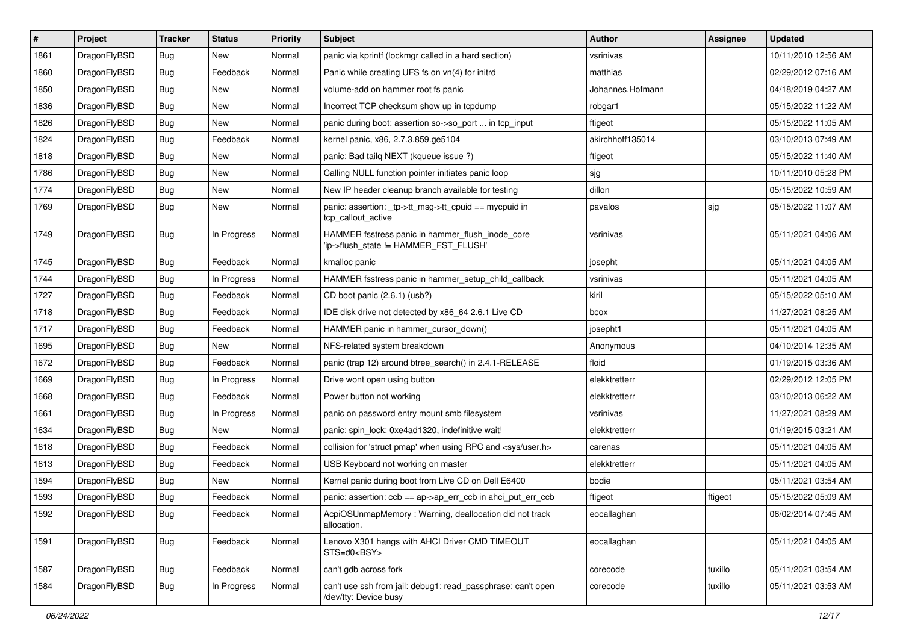| # | Project | Tracker | Status | Priority | Subject | Author | Assignee | Updated |
|---|---|---|---|---|---|---|---|---|
| 1861 | DragonFlyBSD | Bug | New | Normal | panic via kprintf (lockmgr called in a hard section) | vsrinivas | | 10/11/2010 12:56 AM |
| 1860 | DragonFlyBSD | Bug | Feedback | Normal | Panic while creating UFS fs on vn(4) for initrd | matthias | | 02/29/2012 07:16 AM |
| 1850 | DragonFlyBSD | Bug | New | Normal | volume-add on hammer root fs panic | Johannes.Hofmann | | 04/18/2019 04:27 AM |
| 1836 | DragonFlyBSD | Bug | New | Normal | Incorrect TCP checksum show up in tcpdump | robgar1 | | 05/15/2022 11:22 AM |
| 1826 | DragonFlyBSD | Bug | New | Normal | panic during boot: assertion so->so_port ... in tcp_input | ftigeot | | 05/15/2022 11:05 AM |
| 1824 | DragonFlyBSD | Bug | Feedback | Normal | kernel panic, x86, 2.7.3.859.ge5104 | akirchhoff135014 | | 03/10/2013 07:49 AM |
| 1818 | DragonFlyBSD | Bug | New | Normal | panic: Bad tailq NEXT (kqueue issue ?) | ftigeot | | 05/15/2022 11:40 AM |
| 1786 | DragonFlyBSD | Bug | New | Normal | Calling NULL function pointer initiates panic loop | sjg | | 10/11/2010 05:28 PM |
| 1774 | DragonFlyBSD | Bug | New | Normal | New IP header cleanup branch available for testing | dillon | | 05/15/2022 10:59 AM |
| 1769 | DragonFlyBSD | Bug | New | Normal | panic: assertion: _tp->tt_msg->tt_cpuid == mycpuid in tcp_callout_active | pavalos | sjg | 05/15/2022 11:07 AM |
| 1749 | DragonFlyBSD | Bug | In Progress | Normal | HAMMER fsstress panic in hammer_flush_inode_core 'ip->flush_state != HAMMER_FST_FLUSH' | vsrinivas | | 05/11/2021 04:06 AM |
| 1745 | DragonFlyBSD | Bug | Feedback | Normal | kmalloc panic | josepht | | 05/11/2021 04:05 AM |
| 1744 | DragonFlyBSD | Bug | In Progress | Normal | HAMMER fsstress panic in hammer_setup_child_callback | vsrinivas | | 05/11/2021 04:05 AM |
| 1727 | DragonFlyBSD | Bug | Feedback | Normal | CD boot panic (2.6.1) (usb?) | kiril | | 05/15/2022 05:10 AM |
| 1718 | DragonFlyBSD | Bug | Feedback | Normal | IDE disk drive not detected by x86_64 2.6.1 Live CD | bcox | | 11/27/2021 08:25 AM |
| 1717 | DragonFlyBSD | Bug | Feedback | Normal | HAMMER panic in hammer_cursor_down() | josepht1 | | 05/11/2021 04:05 AM |
| 1695 | DragonFlyBSD | Bug | New | Normal | NFS-related system breakdown | Anonymous | | 04/10/2014 12:35 AM |
| 1672 | DragonFlyBSD | Bug | Feedback | Normal | panic (trap 12) around btree_search() in 2.4.1-RELEASE | floid | | 01/19/2015 03:36 AM |
| 1669 | DragonFlyBSD | Bug | In Progress | Normal | Drive wont open using button | elekktretterr | | 02/29/2012 12:05 PM |
| 1668 | DragonFlyBSD | Bug | Feedback | Normal | Power button not working | elekktretterr | | 03/10/2013 06:22 AM |
| 1661 | DragonFlyBSD | Bug | In Progress | Normal | panic on password entry mount smb filesystem | vsrinivas | | 11/27/2021 08:29 AM |
| 1634 | DragonFlyBSD | Bug | New | Normal | panic: spin_lock: 0xe4ad1320, indefinitive wait! | elekktretterr | | 01/19/2015 03:21 AM |
| 1618 | DragonFlyBSD | Bug | Feedback | Normal | collision for 'struct pmap' when using RPC and <sys/user.h> | carenas | | 05/11/2021 04:05 AM |
| 1613 | DragonFlyBSD | Bug | Feedback | Normal | USB Keyboard not working on master | elekktretterr | | 05/11/2021 04:05 AM |
| 1594 | DragonFlyBSD | Bug | New | Normal | Kernel panic during boot from Live CD on Dell E6400 | bodie | | 05/11/2021 03:54 AM |
| 1593 | DragonFlyBSD | Bug | Feedback | Normal | panic: assertion: ccb == ap->ap_err_ccb in ahci_put_err_ccb | ftigeot | ftigeot | 05/15/2022 05:09 AM |
| 1592 | DragonFlyBSD | Bug | Feedback | Normal | AcpiOSUnmapMemory : Warning, deallocation did not track allocation. | eocallaghan | | 06/02/2014 07:45 AM |
| 1591 | DragonFlyBSD | Bug | Feedback | Normal | Lenovo X301 hangs with AHCI Driver CMD TIMEOUT STS=d0<BSY> | eocallaghan | | 05/11/2021 04:05 AM |
| 1587 | DragonFlyBSD | Bug | Feedback | Normal | can't gdb across fork | corecode | tuxillo | 05/11/2021 03:54 AM |
| 1584 | DragonFlyBSD | Bug | In Progress | Normal | can't use ssh from jail: debug1: read_passphrase: can't open /dev/tty: Device busy | corecode | tuxillo | 05/11/2021 03:53 AM |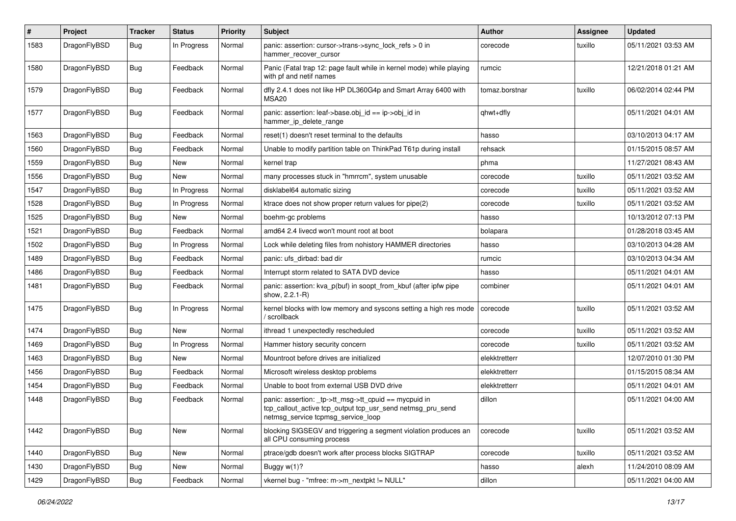| # | Project | Tracker | Status | Priority | Subject | Author | Assignee | Updated |
|---|---|---|---|---|---|---|---|---|
| 1583 | DragonFlyBSD | Bug | In Progress | Normal | panic: assertion: cursor->trans->sync_lock_refs > 0 in hammer_recover_cursor | corecode | tuxillo | 05/11/2021 03:53 AM |
| 1580 | DragonFlyBSD | Bug | Feedback | Normal | Panic (Fatal trap 12: page fault while in kernel mode) while playing with pf and netif names | rumcic | | 12/21/2018 01:21 AM |
| 1579 | DragonFlyBSD | Bug | Feedback | Normal | dfly 2.4.1 does not like HP DL360G4p and Smart Array 6400 with MSA20 | tomaz.borstnar | tuxillo | 06/02/2014 02:44 PM |
| 1577 | DragonFlyBSD | Bug | Feedback | Normal | panic: assertion: leaf->base.obj_id == ip->obj_id in hammer_ip_delete_range | qhwt+dfly | | 05/11/2021 04:01 AM |
| 1563 | DragonFlyBSD | Bug | Feedback | Normal | reset(1) doesn't reset terminal to the defaults | hasso | | 03/10/2013 04:17 AM |
| 1560 | DragonFlyBSD | Bug | Feedback | Normal | Unable to modify partition table on ThinkPad T61p during install | rehsack | | 01/15/2015 08:57 AM |
| 1559 | DragonFlyBSD | Bug | New | Normal | kernel trap | phma | | 11/27/2021 08:43 AM |
| 1556 | DragonFlyBSD | Bug | New | Normal | many processes stuck in "hmrrcm", system unusable | corecode | tuxillo | 05/11/2021 03:52 AM |
| 1547 | DragonFlyBSD | Bug | In Progress | Normal | disklabel64 automatic sizing | corecode | tuxillo | 05/11/2021 03:52 AM |
| 1528 | DragonFlyBSD | Bug | In Progress | Normal | ktrace does not show proper return values for pipe(2) | corecode | tuxillo | 05/11/2021 03:52 AM |
| 1525 | DragonFlyBSD | Bug | New | Normal | boehm-gc problems | hasso | | 10/13/2012 07:13 PM |
| 1521 | DragonFlyBSD | Bug | Feedback | Normal | amd64 2.4 livecd won't mount root at boot | bolapara | | 01/28/2018 03:45 AM |
| 1502 | DragonFlyBSD | Bug | In Progress | Normal | Lock while deleting files from nohistory HAMMER directories | hasso | | 03/10/2013 04:28 AM |
| 1489 | DragonFlyBSD | Bug | Feedback | Normal | panic: ufs_dirbad: bad dir | rumcic | | 03/10/2013 04:34 AM |
| 1486 | DragonFlyBSD | Bug | Feedback | Normal | Interrupt storm related to SATA DVD device | hasso | | 05/11/2021 04:01 AM |
| 1481 | DragonFlyBSD | Bug | Feedback | Normal | panic: assertion: kva_p(buf) in soopt_from_kbuf (after ipfw pipe show, 2.2.1-R) | combiner | | 05/11/2021 04:01 AM |
| 1475 | DragonFlyBSD | Bug | In Progress | Normal | kernel blocks with low memory and syscons setting a high res mode / scrollback | corecode | tuxillo | 05/11/2021 03:52 AM |
| 1474 | DragonFlyBSD | Bug | New | Normal | ithread 1 unexpectedly rescheduled | corecode | tuxillo | 05/11/2021 03:52 AM |
| 1469 | DragonFlyBSD | Bug | In Progress | Normal | Hammer history security concern | corecode | tuxillo | 05/11/2021 03:52 AM |
| 1463 | DragonFlyBSD | Bug | New | Normal | Mountroot before drives are initialized | elekktretterr | | 12/07/2010 01:30 PM |
| 1456 | DragonFlyBSD | Bug | Feedback | Normal | Microsoft wireless desktop problems | elekktretterr | | 01/15/2015 08:34 AM |
| 1454 | DragonFlyBSD | Bug | Feedback | Normal | Unable to boot from external USB DVD drive | elekktretterr | | 05/11/2021 04:01 AM |
| 1448 | DragonFlyBSD | Bug | Feedback | Normal | panic: assertion: _tp->tt_msg->tt_cpuid == mycpuid in tcp_callout_active tcp_output tcp_usr_send netmsg_pru_send netmsg_service tcpmsg_service_loop | dillon | | 05/11/2021 04:00 AM |
| 1442 | DragonFlyBSD | Bug | New | Normal | blocking SIGSEGV and triggering a segment violation produces an all CPU consuming process | corecode | tuxillo | 05/11/2021 03:52 AM |
| 1440 | DragonFlyBSD | Bug | New | Normal | ptrace/gdb doesn't work after process blocks SIGTRAP | corecode | tuxillo | 05/11/2021 03:52 AM |
| 1430 | DragonFlyBSD | Bug | New | Normal | Buggy w(1)? | hasso | alexh | 11/24/2010 08:09 AM |
| 1429 | DragonFlyBSD | Bug | Feedback | Normal | vkernel bug - "mfree: m->m_nextpkt != NULL" | dillon | | 05/11/2021 04:00 AM |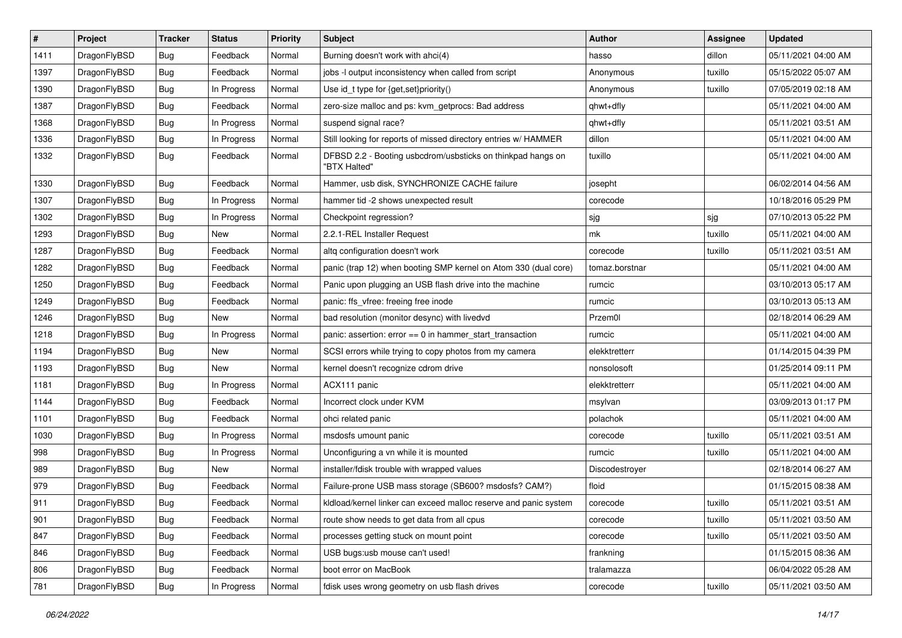| # | Project | Tracker | Status | Priority | Subject | Author | Assignee | Updated |
|---|---|---|---|---|---|---|---|---|
| 1411 | DragonFlyBSD | Bug | Feedback | Normal | Burning doesn't work with ahci(4) | hasso | dillon | 05/11/2021 04:00 AM |
| 1397 | DragonFlyBSD | Bug | Feedback | Normal | jobs -l output inconsistency when called from script | Anonymous | tuxillo | 05/15/2022 05:07 AM |
| 1390 | DragonFlyBSD | Bug | In Progress | Normal | Use id_t type for {get,set}priority() | Anonymous | tuxillo | 07/05/2019 02:18 AM |
| 1387 | DragonFlyBSD | Bug | Feedback | Normal | zero-size malloc and ps: kvm_getprocs: Bad address | qhwt+dfly | | 05/11/2021 04:00 AM |
| 1368 | DragonFlyBSD | Bug | In Progress | Normal | suspend signal race? | qhwt+dfly | | 05/11/2021 03:51 AM |
| 1336 | DragonFlyBSD | Bug | In Progress | Normal | Still looking for reports of missed directory entries w/ HAMMER | dillon | | 05/11/2021 04:00 AM |
| 1332 | DragonFlyBSD | Bug | Feedback | Normal | DFBSD 2.2 - Booting usbcdrom/usbsticks on thinkpad hangs on "BTX Halted" | tuxillo | | 05/11/2021 04:00 AM |
| 1330 | DragonFlyBSD | Bug | Feedback | Normal | Hammer, usb disk, SYNCHRONIZE CACHE failure | josepht | | 06/02/2014 04:56 AM |
| 1307 | DragonFlyBSD | Bug | In Progress | Normal | hammer tid -2 shows unexpected result | corecode | | 10/18/2016 05:29 PM |
| 1302 | DragonFlyBSD | Bug | In Progress | Normal | Checkpoint regression? | sjg | sjg | 07/10/2013 05:22 PM |
| 1293 | DragonFlyBSD | Bug | New | Normal | 2.2.1-REL Installer Request | mk | tuxillo | 05/11/2021 04:00 AM |
| 1287 | DragonFlyBSD | Bug | Feedback | Normal | altq configuration doesn't work | corecode | tuxillo | 05/11/2021 03:51 AM |
| 1282 | DragonFlyBSD | Bug | Feedback | Normal | panic (trap 12) when booting SMP kernel on Atom 330 (dual core) | tomaz.borstnar | | 05/11/2021 04:00 AM |
| 1250 | DragonFlyBSD | Bug | Feedback | Normal | Panic upon plugging an USB flash drive into the machine | rumcic | | 03/10/2013 05:17 AM |
| 1249 | DragonFlyBSD | Bug | Feedback | Normal | panic: ffs_vfree: freeing free inode | rumcic | | 03/10/2013 05:13 AM |
| 1246 | DragonFlyBSD | Bug | New | Normal | bad resolution (monitor desync) with livedvd | Przem0l | | 02/18/2014 06:29 AM |
| 1218 | DragonFlyBSD | Bug | In Progress | Normal | panic: assertion: error == 0 in hammer_start_transaction | rumcic | | 05/11/2021 04:00 AM |
| 1194 | DragonFlyBSD | Bug | New | Normal | SCSI errors while trying to copy photos from my camera | elekktretterr | | 01/14/2015 04:39 PM |
| 1193 | DragonFlyBSD | Bug | New | Normal | kernel doesn't recognize cdrom drive | nonsolosoft | | 01/25/2014 09:11 PM |
| 1181 | DragonFlyBSD | Bug | In Progress | Normal | ACX111 panic | elekktretterr | | 05/11/2021 04:00 AM |
| 1144 | DragonFlyBSD | Bug | Feedback | Normal | Incorrect clock under KVM | msylvan | | 03/09/2013 01:17 PM |
| 1101 | DragonFlyBSD | Bug | Feedback | Normal | ohci related panic | polachok | | 05/11/2021 04:00 AM |
| 1030 | DragonFlyBSD | Bug | In Progress | Normal | msdosfs umount panic | corecode | tuxillo | 05/11/2021 03:51 AM |
| 998 | DragonFlyBSD | Bug | In Progress | Normal | Unconfiguring a vn while it is mounted | rumcic | tuxillo | 05/11/2021 04:00 AM |
| 989 | DragonFlyBSD | Bug | New | Normal | installer/fdisk trouble with wrapped values | Discodestroyer | | 02/18/2014 06:27 AM |
| 979 | DragonFlyBSD | Bug | Feedback | Normal | Failure-prone USB mass storage (SB600? msdosfs? CAM?) | floid | | 01/15/2015 08:38 AM |
| 911 | DragonFlyBSD | Bug | Feedback | Normal | kldload/kernel linker can exceed malloc reserve and panic system | corecode | tuxillo | 05/11/2021 03:51 AM |
| 901 | DragonFlyBSD | Bug | Feedback | Normal | route show needs to get data from all cpus | corecode | tuxillo | 05/11/2021 03:50 AM |
| 847 | DragonFlyBSD | Bug | Feedback | Normal | processes getting stuck on mount point | corecode | tuxillo | 05/11/2021 03:50 AM |
| 846 | DragonFlyBSD | Bug | Feedback | Normal | USB bugs:usb mouse can't used! | frankning | | 01/15/2015 08:36 AM |
| 806 | DragonFlyBSD | Bug | Feedback | Normal | boot error on MacBook | tralamazza | | 06/04/2022 05:28 AM |
| 781 | DragonFlyBSD | Bug | In Progress | Normal | fdisk uses wrong geometry on usb flash drives | corecode | tuxillo | 05/11/2021 03:50 AM |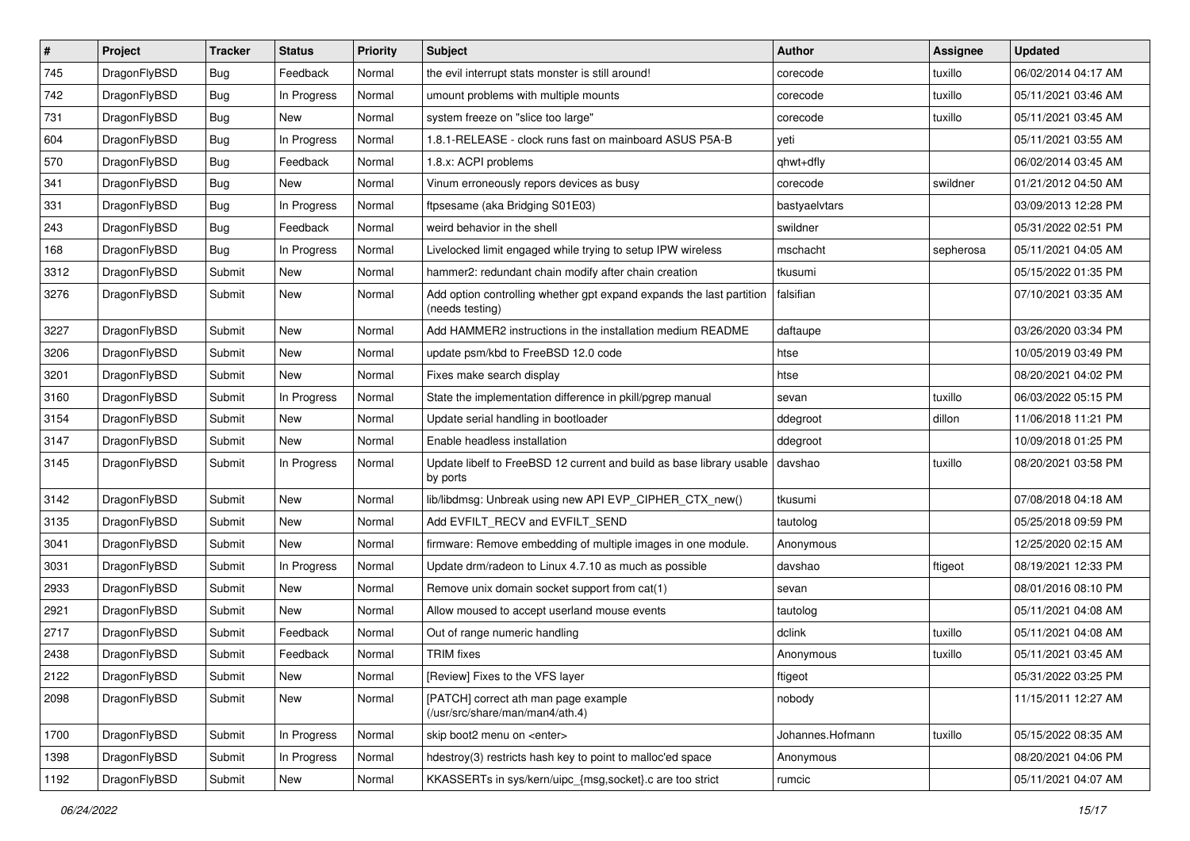| # | Project | Tracker | Status | Priority | Subject | Author | Assignee | Updated |
|---|---|---|---|---|---|---|---|---|
| 745 | DragonFlyBSD | Bug | Feedback | Normal | the evil interrupt stats monster is still around! | corecode | tuxillo | 06/02/2014 04:17 AM |
| 742 | DragonFlyBSD | Bug | In Progress | Normal | umount problems with multiple mounts | corecode | tuxillo | 05/11/2021 03:46 AM |
| 731 | DragonFlyBSD | Bug | New | Normal | system freeze on "slice too large" | corecode | tuxillo | 05/11/2021 03:45 AM |
| 604 | DragonFlyBSD | Bug | In Progress | Normal | 1.8.1-RELEASE - clock runs fast on mainboard ASUS P5A-B | yeti | | 05/11/2021 03:55 AM |
| 570 | DragonFlyBSD | Bug | Feedback | Normal | 1.8.x: ACPI problems | qhwt+dfly | | 06/02/2014 03:45 AM |
| 341 | DragonFlyBSD | Bug | New | Normal | Vinum erroneously repors devices as busy | corecode | swildner | 01/21/2012 04:50 AM |
| 331 | DragonFlyBSD | Bug | In Progress | Normal | ftpsesame (aka Bridging S01E03) | bastyaelvtars | | 03/09/2013 12:28 PM |
| 243 | DragonFlyBSD | Bug | Feedback | Normal | weird behavior in the shell | swildner | | 05/31/2022 02:51 PM |
| 168 | DragonFlyBSD | Bug | In Progress | Normal | Livelocked limit engaged while trying to setup IPW wireless | mschacht | sepherosa | 05/11/2021 04:05 AM |
| 3312 | DragonFlyBSD | Submit | New | Normal | hammer2: redundant chain modify after chain creation | tkusumi | | 05/15/2022 01:35 PM |
| 3276 | DragonFlyBSD | Submit | New | Normal | Add option controlling whether gpt expand expands the last partition (needs testing) | falsifian | | 07/10/2021 03:35 AM |
| 3227 | DragonFlyBSD | Submit | New | Normal | Add HAMMER2 instructions in the installation medium README | daftaupe | | 03/26/2020 03:34 PM |
| 3206 | DragonFlyBSD | Submit | New | Normal | update psm/kbd to FreeBSD 12.0 code | htse | | 10/05/2019 03:49 PM |
| 3201 | DragonFlyBSD | Submit | New | Normal | Fixes make search display | htse | | 08/20/2021 04:02 PM |
| 3160 | DragonFlyBSD | Submit | In Progress | Normal | State the implementation difference in pkill/pgrep manual | sevan | tuxillo | 06/03/2022 05:15 PM |
| 3154 | DragonFlyBSD | Submit | New | Normal | Update serial handling in bootloader | ddegroot | dillon | 11/06/2018 11:21 PM |
| 3147 | DragonFlyBSD | Submit | New | Normal | Enable headless installation | ddegroot | | 10/09/2018 01:25 PM |
| 3145 | DragonFlyBSD | Submit | In Progress | Normal | Update libelf to FreeBSD 12 current and build as base library usable by ports | davshao | tuxillo | 08/20/2021 03:58 PM |
| 3142 | DragonFlyBSD | Submit | New | Normal | lib/libdmsg: Unbreak using new API EVP_CIPHER_CTX_new() | tkusumi | | 07/08/2018 04:18 AM |
| 3135 | DragonFlyBSD | Submit | New | Normal | Add EVFILT_RECV and EVFILT_SEND | tautolog | | 05/25/2018 09:59 PM |
| 3041 | DragonFlyBSD | Submit | New | Normal | firmware: Remove embedding of multiple images in one module. | Anonymous | | 12/25/2020 02:15 AM |
| 3031 | DragonFlyBSD | Submit | In Progress | Normal | Update drm/radeon to Linux 4.7.10 as much as possible | davshao | ftigeot | 08/19/2021 12:33 PM |
| 2933 | DragonFlyBSD | Submit | New | Normal | Remove unix domain socket support from cat(1) | sevan | | 08/01/2016 08:10 PM |
| 2921 | DragonFlyBSD | Submit | New | Normal | Allow moused to accept userland mouse events | tautolog | | 05/11/2021 04:08 AM |
| 2717 | DragonFlyBSD | Submit | Feedback | Normal | Out of range numeric handling | dclink | tuxillo | 05/11/2021 04:08 AM |
| 2438 | DragonFlyBSD | Submit | Feedback | Normal | TRIM fixes | Anonymous | tuxillo | 05/11/2021 03:45 AM |
| 2122 | DragonFlyBSD | Submit | New | Normal | [Review] Fixes to the VFS layer | ftigeot | | 05/31/2022 03:25 PM |
| 2098 | DragonFlyBSD | Submit | New | Normal | [PATCH] correct ath man page example (/usr/src/share/man/man4/ath.4) | nobody | | 11/15/2011 12:27 AM |
| 1700 | DragonFlyBSD | Submit | In Progress | Normal | skip boot2 menu on <enter> | Johannes.Hofmann | tuxillo | 05/15/2022 08:35 AM |
| 1398 | DragonFlyBSD | Submit | In Progress | Normal | hdestroy(3) restricts hash key to point to malloc'ed space | Anonymous | | 08/20/2021 04:06 PM |
| 1192 | DragonFlyBSD | Submit | New | Normal | KKASSERTs in sys/kern/uipc_{msg,socket}.c are too strict | rumcic | | 05/11/2021 04:07 AM |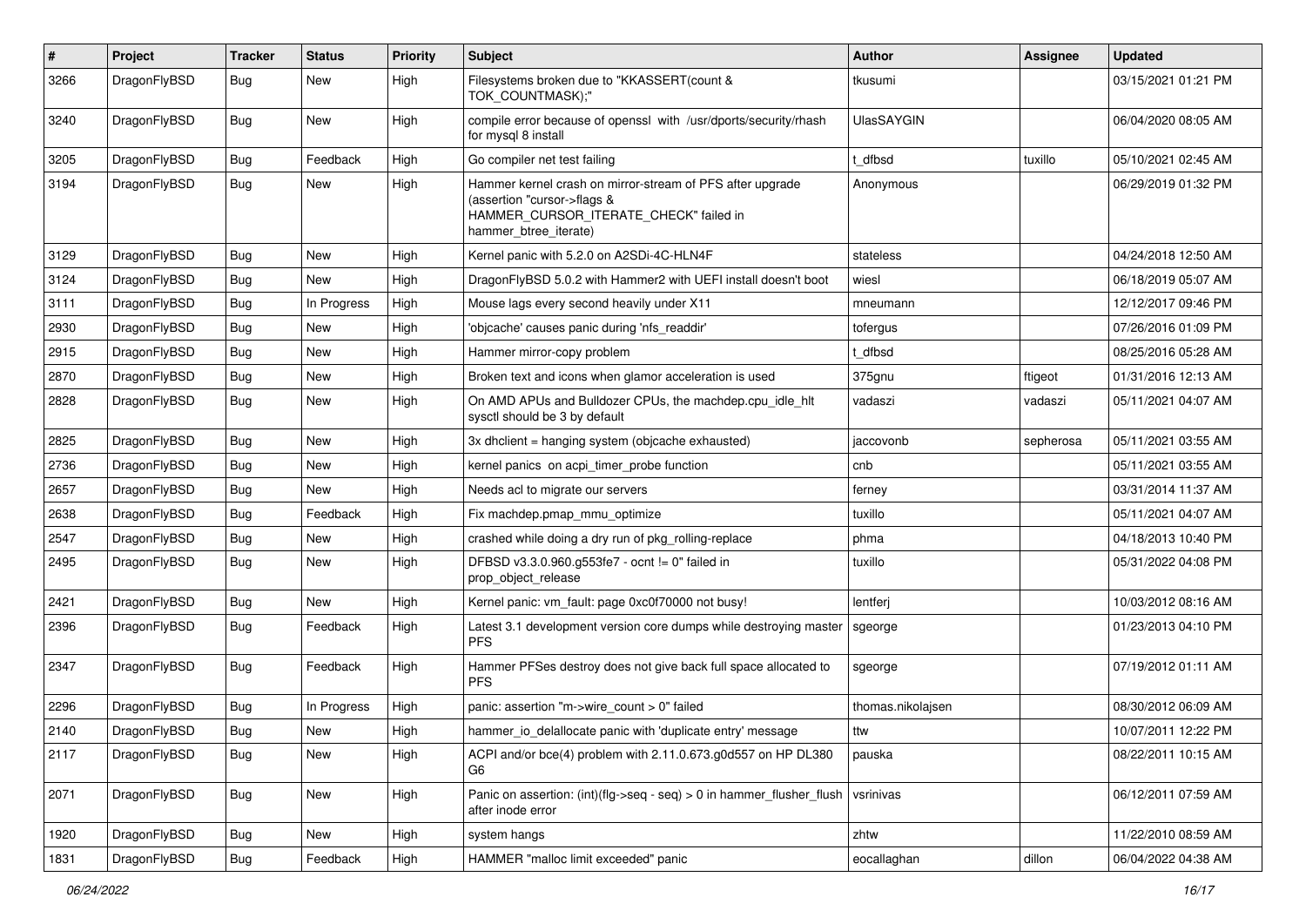| # | Project | Tracker | Status | Priority | Subject | Author | Assignee | Updated |
|---|---|---|---|---|---|---|---|---|
| 3266 | DragonFlyBSD | Bug | New | High | Filesystems broken due to "KKASSERT(count & TOK_COUNTMASK);" | tkusumi | | 03/15/2021 01:21 PM |
| 3240 | DragonFlyBSD | Bug | New | High | compile error because of openssl with /usr/dports/security/rhash for mysql 8 install | UlasSAYGIN | | 06/04/2020 08:05 AM |
| 3205 | DragonFlyBSD | Bug | Feedback | High | Go compiler net test failing | t_dfbsd | tuxillo | 05/10/2021 02:45 AM |
| 3194 | DragonFlyBSD | Bug | New | High | Hammer kernel crash on mirror-stream of PFS after upgrade (assertion "cursor->flags & HAMMER_CURSOR_ITERATE_CHECK" failed in hammer_btree_iterate) | Anonymous | | 06/29/2019 01:32 PM |
| 3129 | DragonFlyBSD | Bug | New | High | Kernel panic with 5.2.0 on A2SDi-4C-HLN4F | stateless | | 04/24/2018 12:50 AM |
| 3124 | DragonFlyBSD | Bug | New | High | DragonFlyBSD 5.0.2 with Hammer2 with UEFI install doesn't boot | wiesl | | 06/18/2019 05:07 AM |
| 3111 | DragonFlyBSD | Bug | In Progress | High | Mouse lags every second heavily under X11 | mneumann | | 12/12/2017 09:46 PM |
| 2930 | DragonFlyBSD | Bug | New | High | 'objcache' causes panic during 'nfs_readdir' | tofergus | | 07/26/2016 01:09 PM |
| 2915 | DragonFlyBSD | Bug | New | High | Hammer mirror-copy problem | t_dfbsd | | 08/25/2016 05:28 AM |
| 2870 | DragonFlyBSD | Bug | New | High | Broken text and icons when glamor acceleration is used | 375gnu | ftigeot | 01/31/2016 12:13 AM |
| 2828 | DragonFlyBSD | Bug | New | High | On AMD APUs and Bulldozer CPUs, the machdep.cpu_idle_hlt sysctl should be 3 by default | vadaszi | vadaszi | 05/11/2021 04:07 AM |
| 2825 | DragonFlyBSD | Bug | New | High | 3x dhclient = hanging system (objcache exhausted) | jaccovonb | sepherosa | 05/11/2021 03:55 AM |
| 2736 | DragonFlyBSD | Bug | New | High | kernel panics on acpi_timer_probe function | cnb | | 05/11/2021 03:55 AM |
| 2657 | DragonFlyBSD | Bug | New | High | Needs acl to migrate our servers | ferney | | 03/31/2014 11:37 AM |
| 2638 | DragonFlyBSD | Bug | Feedback | High | Fix machdep.pmap_mmu_optimize | tuxillo | | 05/11/2021 04:07 AM |
| 2547 | DragonFlyBSD | Bug | New | High | crashed while doing a dry run of pkg_rolling-replace | phma | | 04/18/2013 10:40 PM |
| 2495 | DragonFlyBSD | Bug | New | High | DFBSD v3.3.0.960.g553fe7 - ocnt != 0" failed in prop_object_release | tuxillo | | 05/31/2022 04:08 PM |
| 2421 | DragonFlyBSD | Bug | New | High | Kernel panic: vm_fault: page 0xc0f70000 not busy! | lentferj | | 10/03/2012 08:16 AM |
| 2396 | DragonFlyBSD | Bug | Feedback | High | Latest 3.1 development version core dumps while destroying master PFS | sgeorge | | 01/23/2013 04:10 PM |
| 2347 | DragonFlyBSD | Bug | Feedback | High | Hammer PFSes destroy does not give back full space allocated to PFS | sgeorge | | 07/19/2012 01:11 AM |
| 2296 | DragonFlyBSD | Bug | In Progress | High | panic: assertion "m->wire_count > 0" failed | thomas.nikolajsen | | 08/30/2012 06:09 AM |
| 2140 | DragonFlyBSD | Bug | New | High | hammer_io_delallocate panic with 'duplicate entry' message | ttw | | 10/07/2011 12:22 PM |
| 2117 | DragonFlyBSD | Bug | New | High | ACPI and/or bce(4) problem with 2.11.0.673.g0d557 on HP DL380 G6 | pauska | | 08/22/2011 10:15 AM |
| 2071 | DragonFlyBSD | Bug | New | High | Panic on assertion: (int)(flg->seq - seq) > 0 in hammer_flusher_flush after inode error | vsrinivas | | 06/12/2011 07:59 AM |
| 1920 | DragonFlyBSD | Bug | New | High | system hangs | zhtw | | 11/22/2010 08:59 AM |
| 1831 | DragonFlyBSD | Bug | Feedback | High | HAMMER "malloc limit exceeded" panic | eocallaghan | dillon | 06/04/2022 04:38 AM |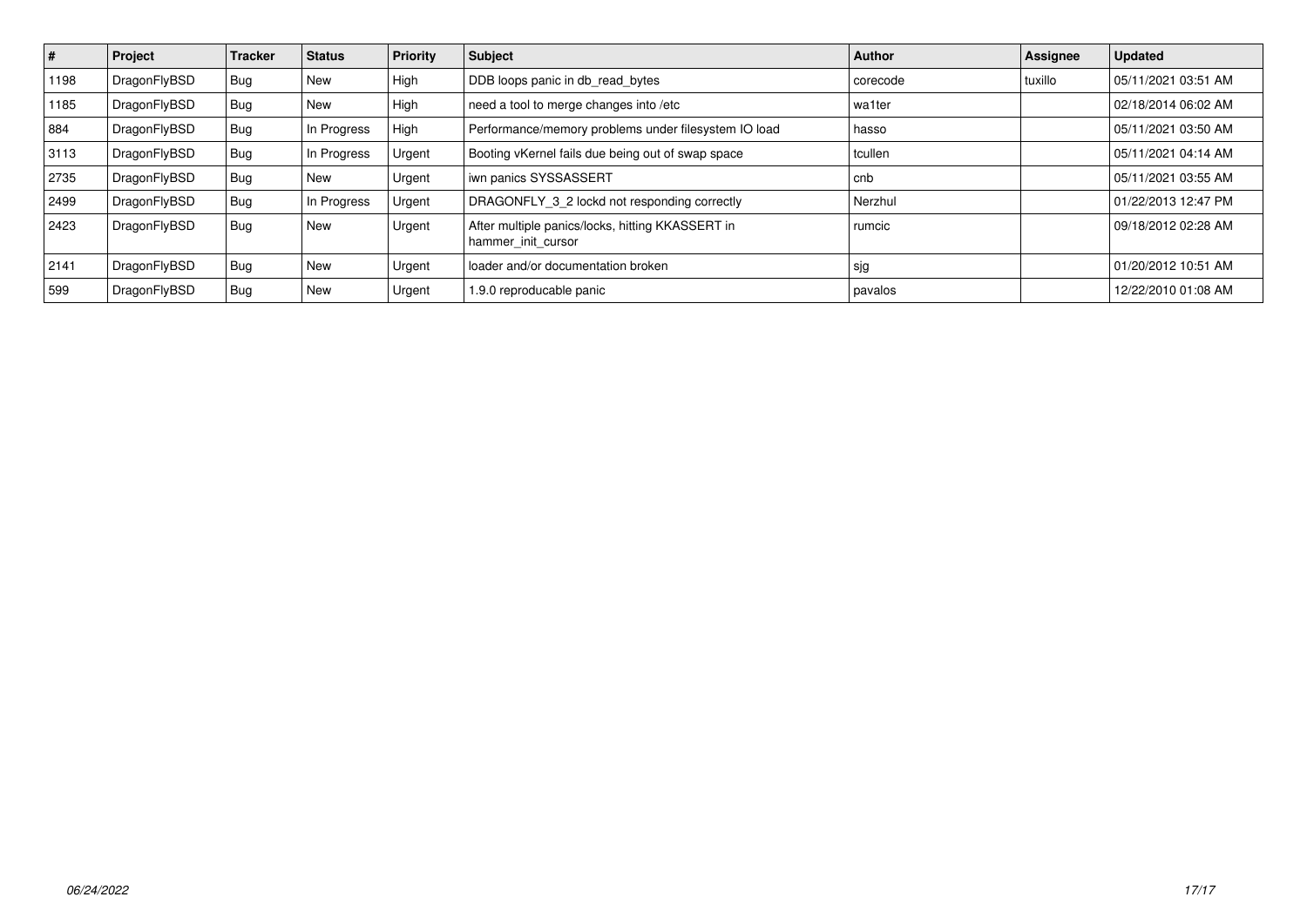| # | Project | Tracker | Status | Priority | Subject | Author | Assignee | Updated |
|---|---|---|---|---|---|---|---|---|
| 1198 | DragonFlyBSD | Bug | New | High | DDB loops panic in db_read_bytes | corecode | tuxillo | 05/11/2021 03:51 AM |
| 1185 | DragonFlyBSD | Bug | New | High | need a tool to merge changes into /etc | wa1ter | | 02/18/2014 06:02 AM |
| 884 | DragonFlyBSD | Bug | In Progress | High | Performance/memory problems under filesystem IO load | hasso | | 05/11/2021 03:50 AM |
| 3113 | DragonFlyBSD | Bug | In Progress | Urgent | Booting vKernel fails due being out of swap space | tcullen | | 05/11/2021 04:14 AM |
| 2735 | DragonFlyBSD | Bug | New | Urgent | iwn panics SYSSASSERT | cnb | | 05/11/2021 03:55 AM |
| 2499 | DragonFlyBSD | Bug | In Progress | Urgent | DRAGONFLY_3_2 lockd not responding correctly | Nerzhul | | 01/22/2013 12:47 PM |
| 2423 | DragonFlyBSD | Bug | New | Urgent | After multiple panics/locks, hitting KKASSERT in hammer_init_cursor | rumcic | | 09/18/2012 02:28 AM |
| 2141 | DragonFlyBSD | Bug | New | Urgent | loader and/or documentation broken | sjg | | 01/20/2012 10:51 AM |
| 599 | DragonFlyBSD | Bug | New | Urgent | 1.9.0 reproducable panic | pavalos | | 12/22/2010 01:08 AM |